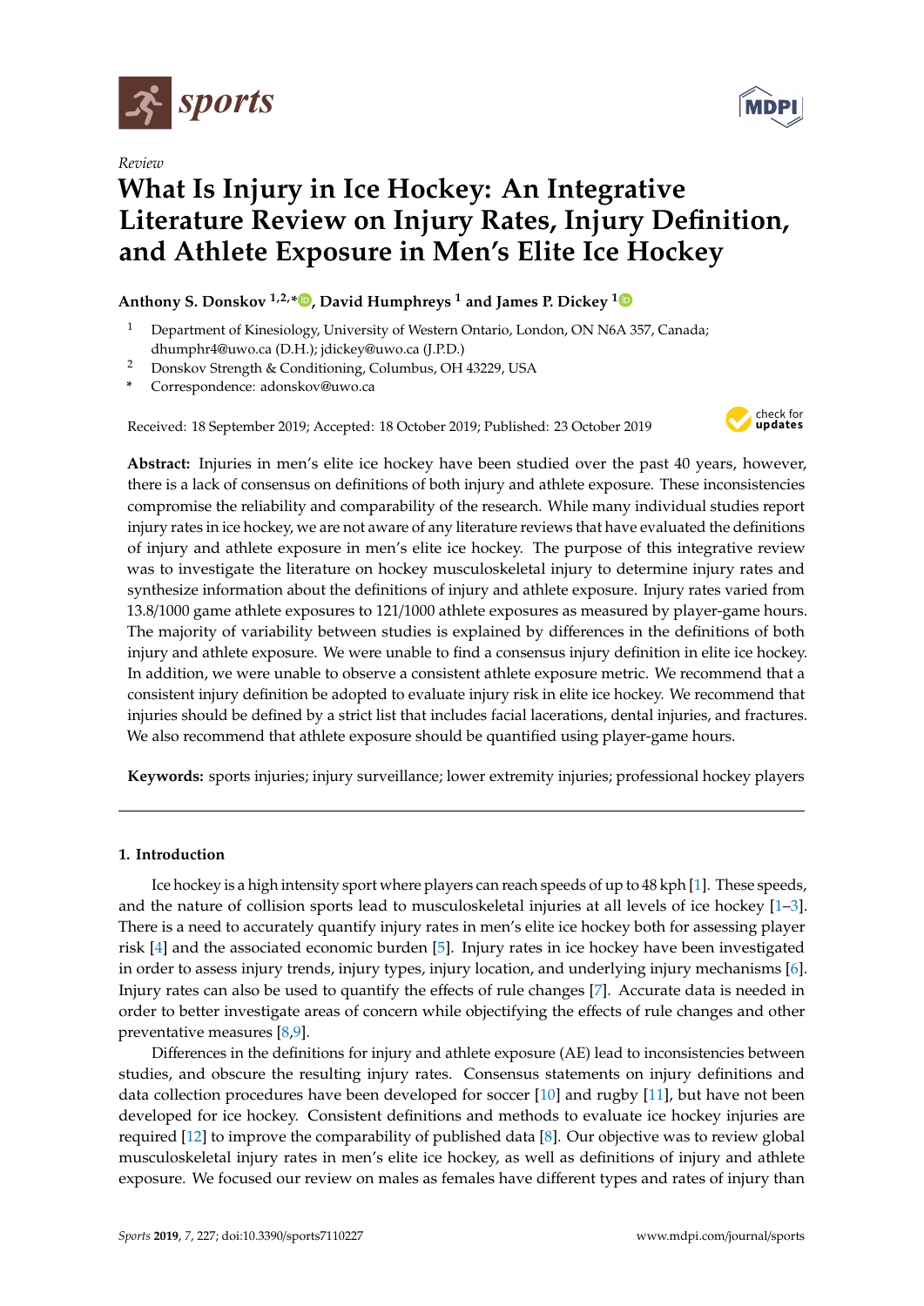*Review*

# What Is Injury in Ice Hockey: An Integrative Literature Review on Injury Rates, Injury Definition, and Athlete Exposure in Men's Elite Ice Hockey

**Anthony S. Donskov [1,2,*], David Humphreys [1] and James P. Dickey [1]**

[1] Department of Kinesiology, University of Western Ontario, London, ON N6A 357, Canada; dhumphr4@uwo.ca (D.H.); jdickey@uwo.ca (J.P.D.)

[2] Donskov Strength & Conditioning, Columbus, OH 43229, USA

\* Correspondence: adonskov@uwo.ca

Received: 18 September 2019; Accepted: 18 October 2019; Published: 23 October 2019

**Abstract:** Injuries in men's elite ice hockey have been studied over the past 40 years, however, there is a lack of consensus on definitions of both injury and athlete exposure. These inconsistencies compromise the reliability and comparability of the research. While many individual studies report injury rates in ice hockey, we are not aware of any literature reviews that have evaluated the definitions of injury and athlete exposure in men's elite ice hockey. The purpose of this integrative review was to investigate the literature on hockey musculoskeletal injury to determine injury rates and synthesize information about the definitions of injury and athlete exposure. Injury rates varied from 13.8/1000 game athlete exposures to 121/1000 athlete exposures as measured by player-game hours. The majority of variability between studies is explained by differences in the definitions of both injury and athlete exposure. We were unable to find a consensus injury definition in elite ice hockey. In addition, we were unable to observe a consistent athlete exposure metric. We recommend that a consistent injury definition be adopted to evaluate injury risk in elite ice hockey. We recommend that injuries should be defined by a strict list that includes facial lacerations, dental injuries, and fractures. We also recommend that athlete exposure should be quantified using player-game hours.

**Keywords:** sports injuries; injury surveillance; lower extremity injuries; professional hockey players

## 1. Introduction

Ice hockey is a high intensity sport where players can reach speeds of up to 48 kph [1]. These speeds, and the nature of collision sports lead to musculoskeletal injuries at all levels of ice hockey [1–3]. There is a need to accurately quantify injury rates in men's elite ice hockey both for assessing player risk [4] and the associated economic burden [5]. Injury rates in ice hockey have been investigated in order to assess injury trends, injury types, injury location, and underlying injury mechanisms [6]. Injury rates can also be used to quantify the effects of rule changes [7]. Accurate data is needed in order to better investigate areas of concern while objectifying the effects of rule changes and other preventative measures [8,9].

Differences in the definitions for injury and athlete exposure (AE) lead to inconsistencies between studies, and obscure the resulting injury rates. Consensus statements on injury definitions and data collection procedures have been developed for soccer [10] and rugby [11], but have not been developed for ice hockey. Consistent definitions and methods to evaluate ice hockey injuries are required [12] to improve the comparability of published data [8]. Our objective was to review global musculoskeletal injury rates in men's elite ice hockey, as well as definitions of injury and athlete exposure. We focused our review on males as females have different types and rates of injury than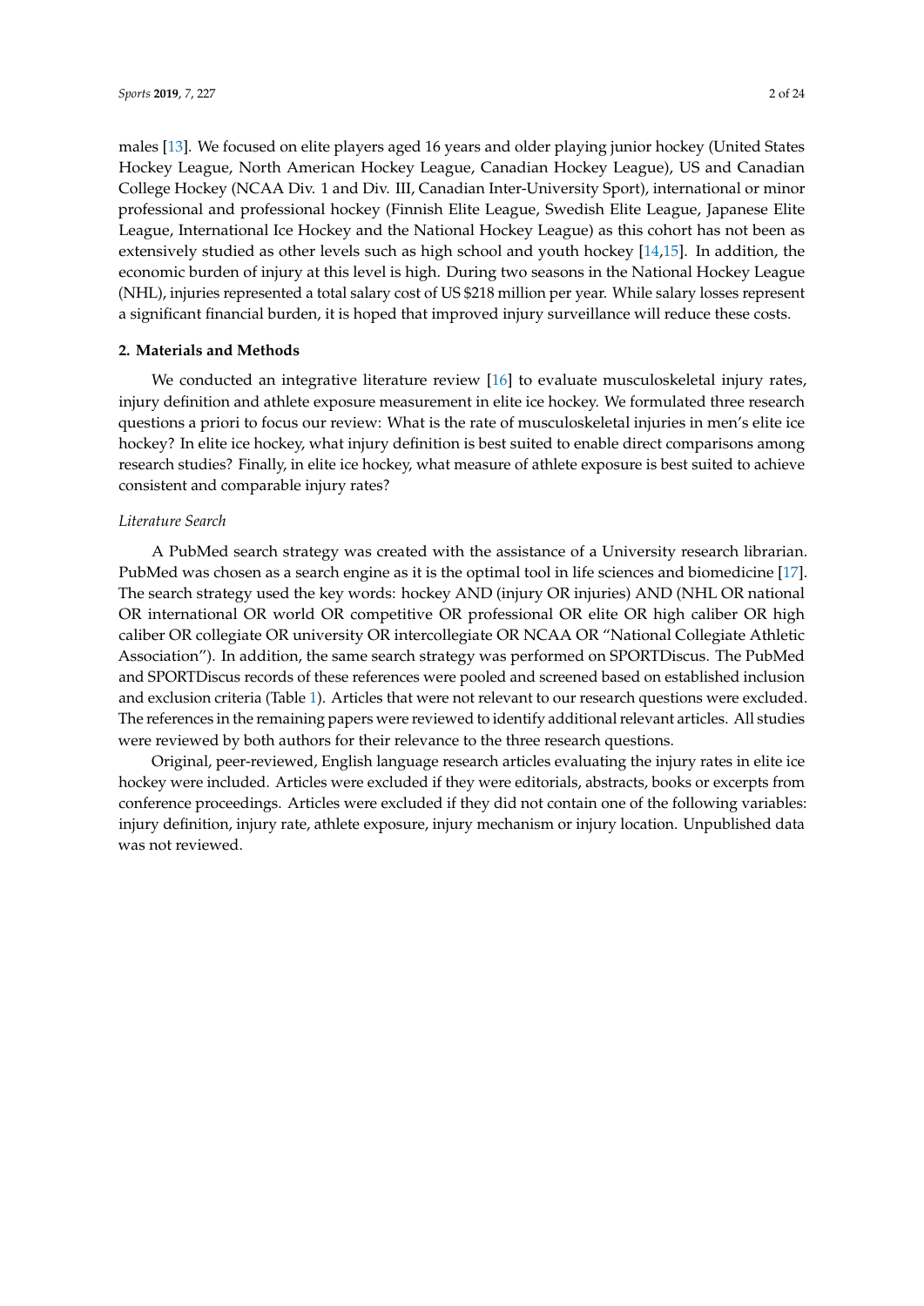males [13]. We focused on elite players aged 16 years and older playing junior hockey (United States Hockey League, North American Hockey League, Canadian Hockey League), US and Canadian College Hockey (NCAA Div. 1 and Div. III, Canadian Inter-University Sport), international or minor professional and professional hockey (Finnish Elite League, Swedish Elite League, Japanese Elite League, International Ice Hockey and the National Hockey League) as this cohort has not been as extensively studied as other levels such as high school and youth hockey [14,15]. In addition, the economic burden of injury at this level is high. During two seasons in the National Hockey League (NHL), injuries represented a total salary cost of US $218 million per year. While salary losses represent a significant financial burden, it is hoped that improved injury surveillance will reduce these costs.

## 2. Materials and Methods

We conducted an integrative literature review [16] to evaluate musculoskeletal injury rates, injury definition and athlete exposure measurement in elite ice hockey. We formulated three research questions a priori to focus our review: What is the rate of musculoskeletal injuries in men's elite ice hockey? In elite ice hockey, what injury definition is best suited to enable direct comparisons among research studies? Finally, in elite ice hockey, what measure of athlete exposure is best suited to achieve consistent and comparable injury rates?

### *Literature Search*

A PubMed search strategy was created with the assistance of a University research librarian. PubMed was chosen as a search engine as it is the optimal tool in life sciences and biomedicine [17]. The search strategy used the key words: hockey AND (injury OR injuries) AND (NHL OR national OR international OR world OR competitive OR professional OR elite OR high caliber OR high caliber OR collegiate OR university OR intercollegiate OR NCAA OR "National Collegiate Athletic Association"). In addition, the same search strategy was performed on SPORTDiscus. The PubMed and SPORTDiscus records of these references were pooled and screened based on established inclusion and exclusion criteria (Table 1). Articles that were not relevant to our research questions were excluded. The references in the remaining papers were reviewed to identify additional relevant articles. All studies were reviewed by both authors for their relevance to the three research questions.

Original, peer-reviewed, English language research articles evaluating the injury rates in elite ice hockey were included. Articles were excluded if they were editorials, abstracts, books or excerpts from conference proceedings. Articles were excluded if they did not contain one of the following variables: injury definition, injury rate, athlete exposure, injury mechanism or injury location. Unpublished data was not reviewed.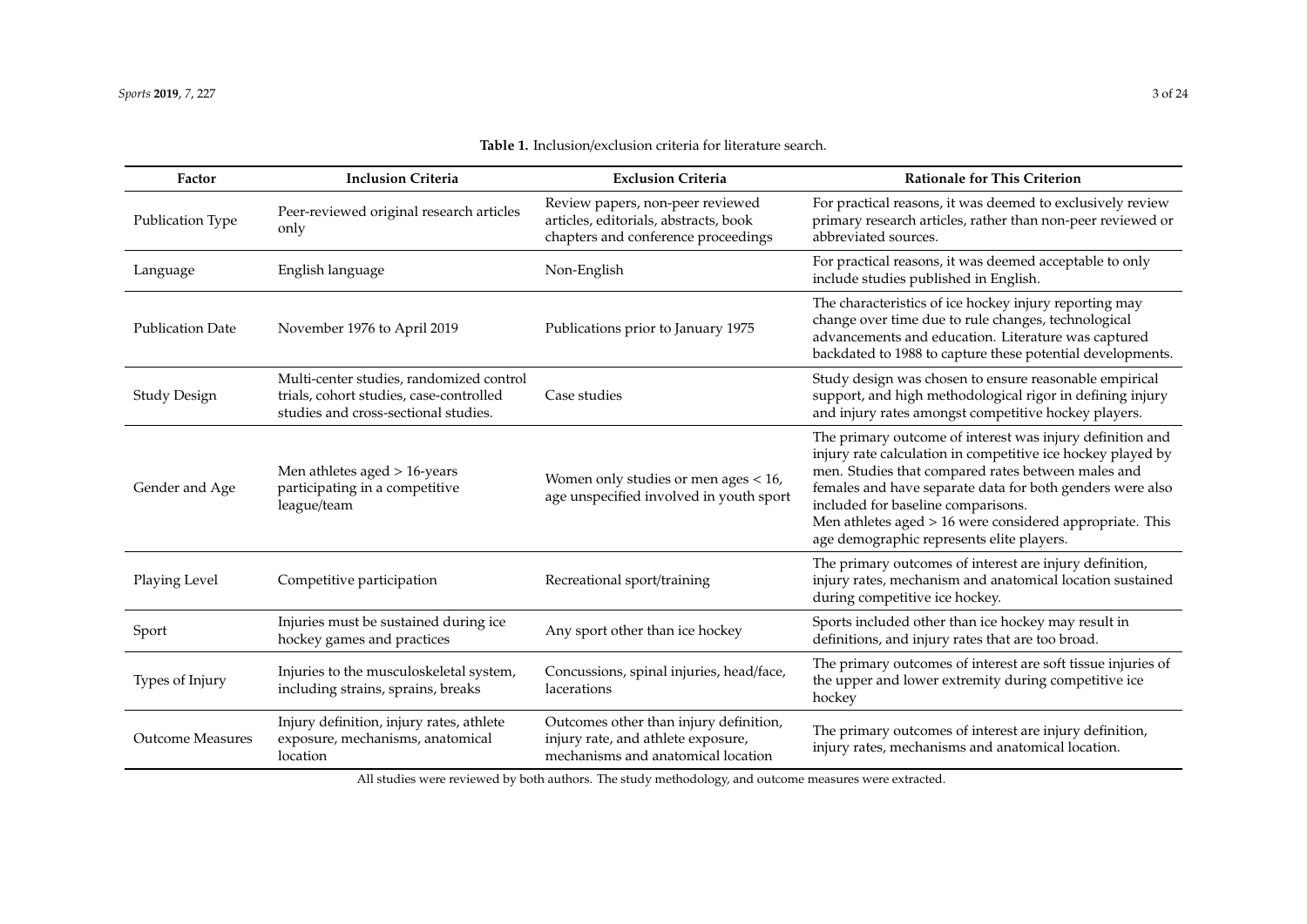**Table 1.** Inclusion/exclusion criteria for literature search.

| Factor | Inclusion Criteria | Exclusion Criteria | Rationale for This Criterion |
|---|---|---|---|
| Publication Type | Peer-reviewed original research articles only | Review papers, non-peer reviewed articles, editorials, abstracts, book chapters and conference proceedings | For practical reasons, it was deemed to exclusively review primary research articles, rather than non-peer reviewed or abbreviated sources. |
| Language | English language | Non-English | For practical reasons, it was deemed acceptable to only include studies published in English. |
| Publication Date | November 1976 to April 2019 | Publications prior to January 1975 | The characteristics of ice hockey injury reporting may change over time due to rule changes, technological advancements and education. Literature was captured backdated to 1988 to capture these potential developments. |
| Study Design | Multi-center studies, randomized control trials, cohort studies, case-controlled studies and cross-sectional studies. | Case studies | Study design was chosen to ensure reasonable empirical support, and high methodological rigor in defining injury and injury rates amongst competitive hockey players. |
| Gender and Age | Men athletes aged > 16-years participating in a competitive league/team | Women only studies or men ages < 16, age unspecified involved in youth sport | The primary outcome of interest was injury definition and injury rate calculation in competitive ice hockey played by men. Studies that compared rates between males and females and have separate data for both genders were also included for baseline comparisons. Men athletes aged > 16 were considered appropriate. This age demographic represents elite players. |
| Playing Level | Competitive participation | Recreational sport/training | The primary outcomes of interest are injury definition, injury rates, mechanism and anatomical location sustained during competitive ice hockey. |
| Sport | Injuries must be sustained during ice hockey games and practices | Any sport other than ice hockey | Sports included other than ice hockey may result in definitions, and injury rates that are too broad. |
| Types of Injury | Injuries to the musculoskeletal system, including strains, sprains, breaks | Concussions, spinal injuries, head/face, lacerations | The primary outcomes of interest are soft tissue injuries of the upper and lower extremity during competitive ice hockey |
| Outcome Measures | Injury definition, injury rates, athlete exposure, mechanisms, anatomical location | Outcomes other than injury definition, injury rate, and athlete exposure, mechanisms and anatomical location | The primary outcomes of interest are injury definition, injury rates, mechanisms and anatomical location. |

All studies were reviewed by both authors. The study methodology, and outcome measures were extracted.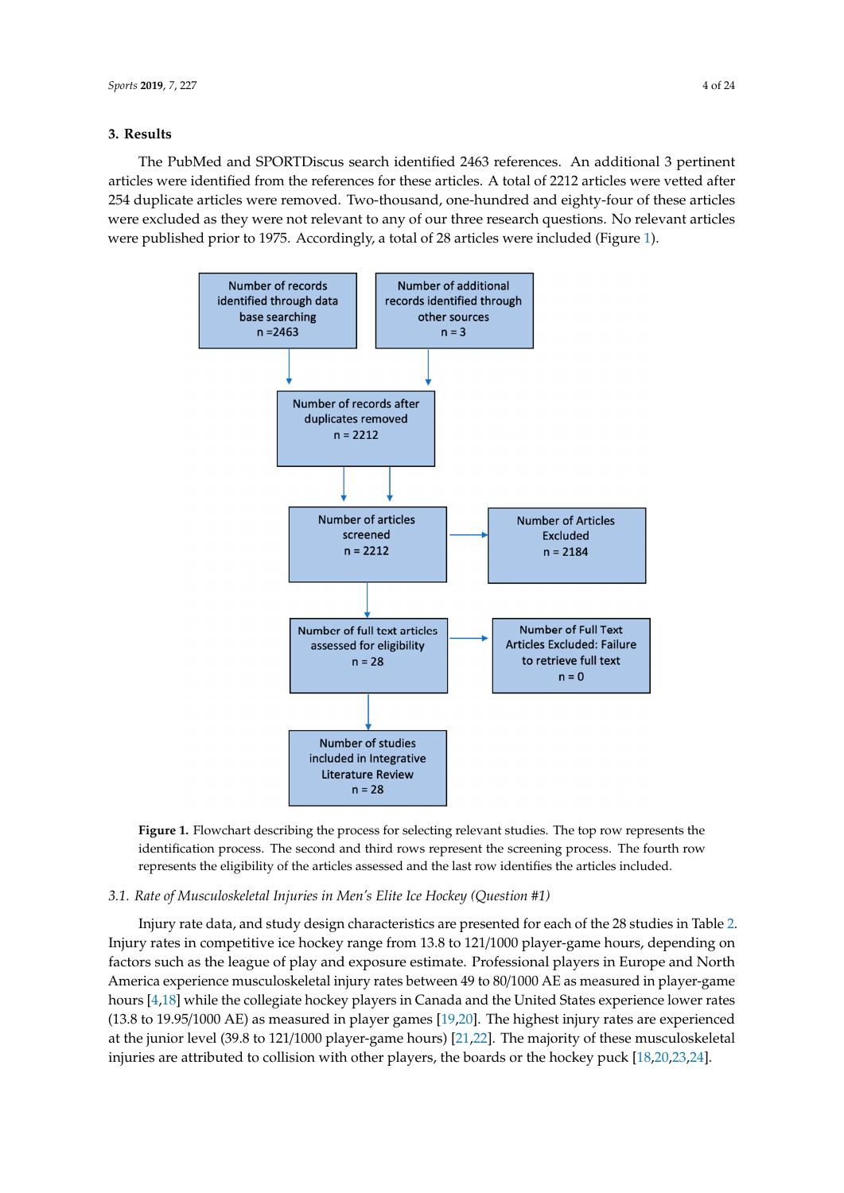## 3. Results

The PubMed and SPORTDiscus search identified 2463 references. An additional 3 pertinent articles were identified from the references for these articles. A total of 2212 articles were vetted after 254 duplicate articles were removed. Two-thousand, one-hundred and eighty-four of these articles were excluded as they were not relevant to any of our three research questions. No relevant articles were published prior to 1975. Accordingly, a total of 28 articles were included (Figure 1).

Number of records identified through data base searching n =2463

Number of additional records identified through other sources n = 3

Number of records after duplicates removed n = 2212

Number of articles screened n = 2212

Number of Articles Excluded n = 2184

Number of full text articles assessed for eligibility n = 28

Number of Full Text Articles Excluded: Failure to retrieve full text n = 0

Number of studies included in Integrative Literature Review n = 28

**Figure 1.** Flowchart describing the process for selecting relevant studies. The top row represents the identification process. The second and third rows represent the screening process. The fourth row represents the eligibility of the articles assessed and the last row identifies the articles included.

### 3.1. Rate of Musculoskeletal Injuries in Men's Elite Ice Hockey (Question #1)

Injury rate data, and study design characteristics are presented for each of the 28 studies in Table 2. Injury rates in competitive ice hockey range from 13.8 to 121/1000 player-game hours, depending on factors such as the league of play and exposure estimate. Professional players in Europe and North America experience musculoskeletal injury rates between 49 to 80/1000 AE as measured in player-game hours [4,18] while the collegiate hockey players in Canada and the United States experience lower rates (13.8 to 19.95/1000 AE) as measured in player games [19,20]. The highest injury rates are experienced at the junior level (39.8 to 121/1000 player-game hours) [21,22]. The majority of these musculoskeletal injuries are attributed to collision with other players, the boards or the hockey puck [18,20,23,24].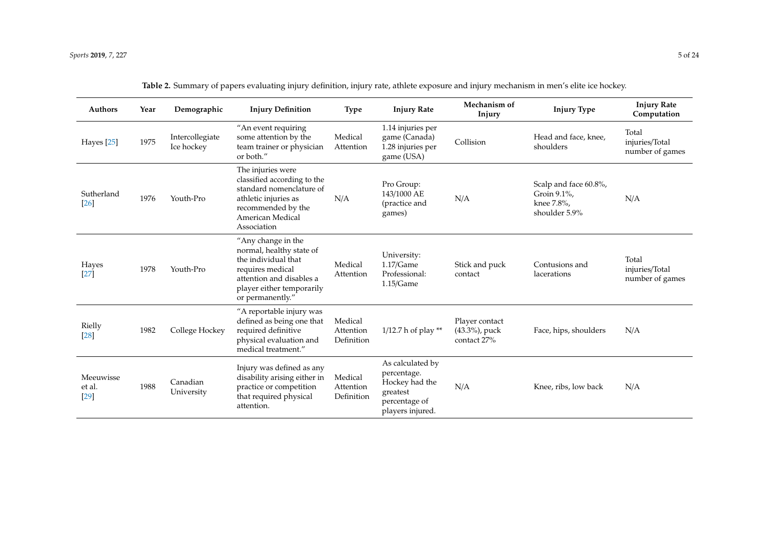**Table 2.** Summary of papers evaluating injury definition, injury rate, athlete exposure and injury mechanism in men's elite ice hockey.

| Authors | Year | Demographic | Injury Definition | Type | Injury Rate | Mechanism of Injury | Injury Type | Injury Rate Computation |
|---|---|---|---|---|---|---|---|---|
| Hayes [25] | 1975 | Intercollegiate Ice hockey | "An event requiring some attention by the team trainer or physician or both." | Medical Attention | 1.14 injuries per game (Canada) 1.28 injuries per game (USA) | Collision | Head and face, knee, shoulders | Total injuries/Total number of games |
| Sutherland [26] | 1976 | Youth-Pro | The injuries were classified according to the standard nomenclature of athletic injuries as recommended by the American Medical Association | N/A | Pro Group: 143/1000 AE (practice and games) | N/A | Scalp and face 60.8%, Groin 9.1%, knee 7.8%, shoulder 5.9% | N/A |
| Hayes [27] | 1978 | Youth-Pro | "Any change in the normal, healthy state of the individual that requires medical attention and disables a player either temporarily or permanently." | Medical Attention | University: 1.17/Game Professional: 1.15/Game | Stick and puck contact | Contusions and lacerations | Total injuries/Total number of games |
| Rielly [28] | 1982 | College Hockey | "A reportable injury was defined as being one that required definitive physical evaluation and medical treatment." | Medical Attention Definition | 1/12.7 h of play ** | Player contact (43.3%), puck contact 27% | Face, hips, shoulders | N/A |
| Meeuwisse et al. [29] | 1988 | Canadian University | Injury was defined as any disability arising either in practice or competition that required physical attention. | Medical Attention Definition | As calculated by percentage. Hockey had the greatest percentage of players injured. | N/A | Knee, ribs, low back | N/A |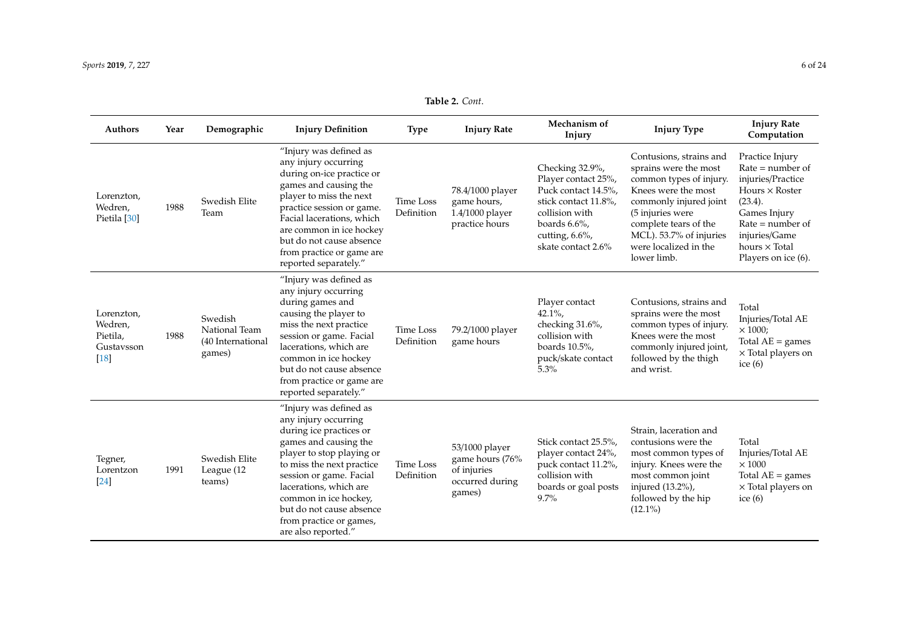**Table 2.** *Cont.*

| Authors | Year | Demographic | Injury Definition | Type | Injury Rate | Mechanism of Injury | Injury Type | Injury Rate Computation |
|---|---|---|---|---|---|---|---|---|
| Lorenzton, Wedren, Pietila [30] | 1988 | Swedish Elite Team | "Injury was defined as any injury occurring during on-ice practice or games and causing the player to miss the next practice session or game. Facial lacerations, which are common in ice hockey but do not cause absence from practice or game are reported separately." | Time Loss Definition | 78.4/1000 player game hours, 1.4/1000 player practice hours | Checking 32.9%, Player contact 25%, Puck contact 14.5%, stick contact 11.8%, collision with boards 6.6%, cutting, 6.6%, skate contact 2.6% | Contusions, strains and sprains were the most common types of injury. Knees were the most commonly injured joint (5 injuries were complete tears of the MCL). 53.7% of injuries were localized in the lower limb. | Practice Injury Rate = number of injuries/Practice Hours × Roster (23.4). Games Injury Rate = number of injuries/Game hours × Total Players on ice (6). |
| Lorenzton, Wedren, Pietila, Gustavsson [18] | 1988 | Swedish National Team (40 International games) | "Injury was defined as any injury occurring during games and causing the player to miss the next practice session or game. Facial lacerations, which are common in ice hockey but do not cause absence from practice or game are reported separately." | Time Loss Definition | 79.2/1000 player game hours | Player contact 42.1%, checking 31.6%, collision with boards 10.5%, puck/skate contact 5.3% | Contusions, strains and sprains were the most common types of injury. Knees were the most commonly injured joint, followed by the thigh and wrist. | Total Injuries/Total AE × 1000; Total AE = games × Total players on ice (6) |
| Tegner, Lorentzon [24] | 1991 | Swedish Elite League (12 teams) | "Injury was defined as any injury occurring during ice practices or games and causing the player to stop playing or to miss the next practice session or game. Facial lacerations, which are common in ice hockey, but do not cause absence from practice or games, are also reported." | Time Loss Definition | 53/1000 player game hours (76% of injuries occurred during games) | Stick contact 25.5%, player contact 24%, puck contact 11.2%, collision with boards or goal posts 9.7% | Strain, laceration and contusions were the most common types of injury. Knees were the most common joint injured (13.2%), followed by the hip (12.1%) | Total Injuries/Total AE × 1000 Total AE = games × Total players on ice (6) |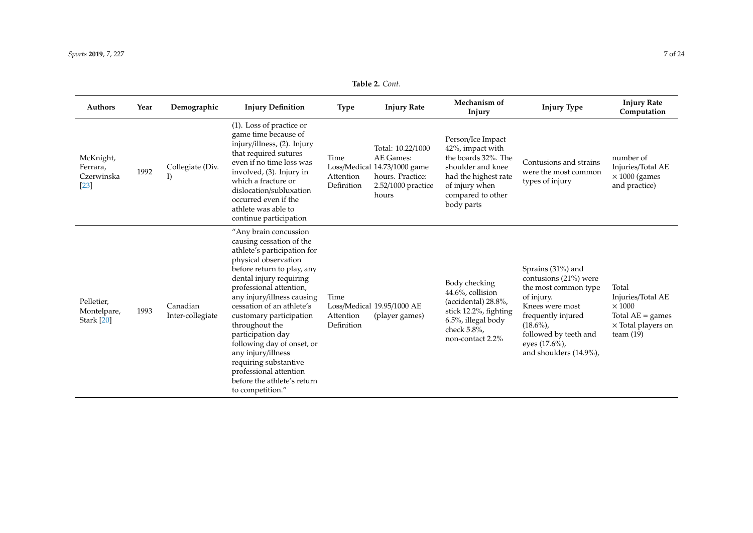**Table 2.** *Cont*.

| Authors | Year | Demographic | Injury Definition | Type | Injury Rate | Mechanism of Injury | Injury Type | Injury Rate Computation |
|---|---|---|---|---|---|---|---|---|
| McKnight, Ferrara, Czerwinska [23] | 1992 | Collegiate (Div. I) | (1). Loss of practice or game time because of injury/illness, (2). Injury that required sutures even if no time loss was involved, (3). Injury in which a fracture or dislocation/subluxation occurred even if the athlete was able to continue participation | Time Loss/Medical Attention Definition | Total: 10.22/1000 AE Games: 14.73/1000 game hours. Practice: 2.52/1000 practice hours | Person/Ice Impact 42%, impact with the boards 32%. The shoulder and knee had the highest rate of injury when compared to other body parts | Contusions and strains were the most common types of injury | number of Injuries/Total AE × 1000 (games and practice) |
| Pelletier, Montelpare, Stark [20] | 1993 | Canadian Inter-collegiate | "Any brain concussion causing cessation of the athlete's participation for physical observation before return to play, any dental injury requiring professional attention, any injury/illness causing cessation of an athlete's customary participation throughout the participation day following day of onset, or any injury/illness requiring substantive professional attention before the athlete's return to competition." | Time Loss/Medical Attention Definition | 19.95/1000 AE (player games) | Body checking 44.6%, collision (accidental) 28.8%, stick 12.2%, fighting 6.5%, illegal body check 5.8%, non-contact 2.2% | Sprains (31%) and contusions (21%) were the most common type of injury. Knees were most frequently injured (18.6%), followed by teeth and eyes (17.6%), and shoulders (14.9%), | Total Injuries/Total AE × 1000 Total AE = games × Total players on team (19) |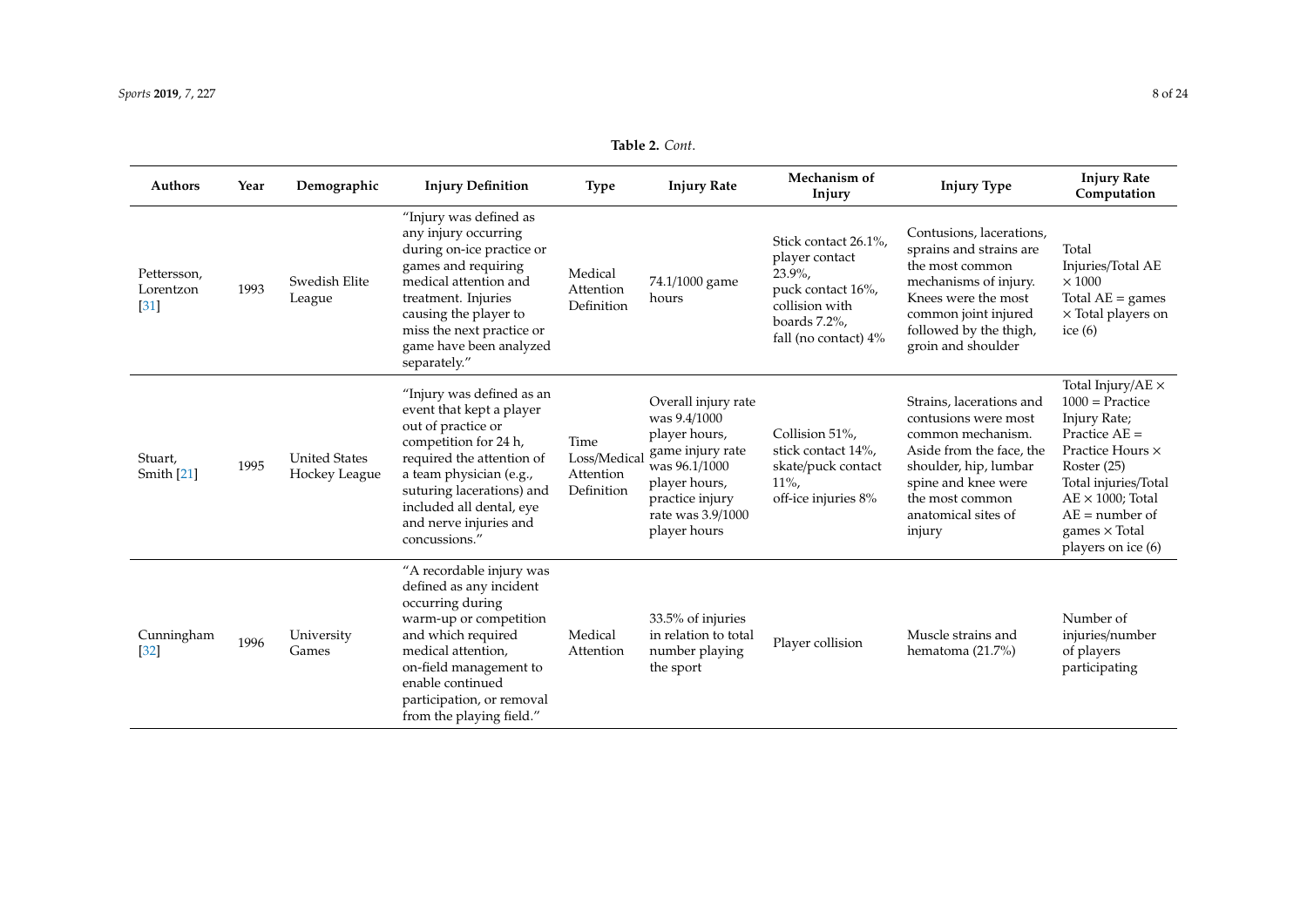**Table 2.** *Cont.*

| Authors | Year | Demographic | Injury Definition | Type | Injury Rate | Mechanism of Injury | Injury Type | Injury Rate Computation |
|---|---|---|---|---|---|---|---|---|
| Pettersson, Lorentzon [31] | 1993 | Swedish Elite League | "Injury was defined as any injury occurring during on-ice practice or games and requiring medical attention and treatment. Injuries causing the player to miss the next practice or game have been analyzed separately." | Medical Attention Definition | 74.1/1000 game hours | Stick contact 26.1%, player contact 23.9%, puck contact 16%, collision with boards 7.2%, fall (no contact) 4% | Contusions, lacerations, sprains and strains are the most common mechanisms of injury. Knees were the most common joint injured followed by the thigh, groin and shoulder | Total Injuries/Total AE × 1000 Total AE = games × Total players on ice (6) |
| Stuart, Smith [21] | 1995 | United States Hockey League | "Injury was defined as an event that kept a player out of practice or competition for 24 h, required the attention of a team physician (e.g., suturing lacerations) and included all dental, eye and nerve injuries and concussions." | Time Loss/Medical Attention Definition | Overall injury rate was 9.4/1000 player hours, game injury rate was 96.1/1000 player hours, practice injury rate was 3.9/1000 player hours | Collision 51%, stick contact 14%, skate/puck contact 11%, off-ice injuries 8% | Strains, lacerations and contusions were most common mechanism. Aside from the face, the shoulder, hip, lumbar spine and knee were the most common anatomical sites of injury | Total Injury/AE × 1000 = Practice Injury Rate; Practice AE = Practice Hours × Roster (25) Total injuries/Total AE × 1000; Total AE = number of games × Total players on ice (6) |
| Cunningham [32] | 1996 | University Games | "A recordable injury was defined as any incident occurring during warm-up or competition and which required medical attention, on-field management to enable continued participation, or removal from the playing field." | Medical Attention | 33.5% of injuries in relation to total number playing the sport | Player collision | Muscle strains and hematoma (21.7%) | Number of injuries/number of players participating |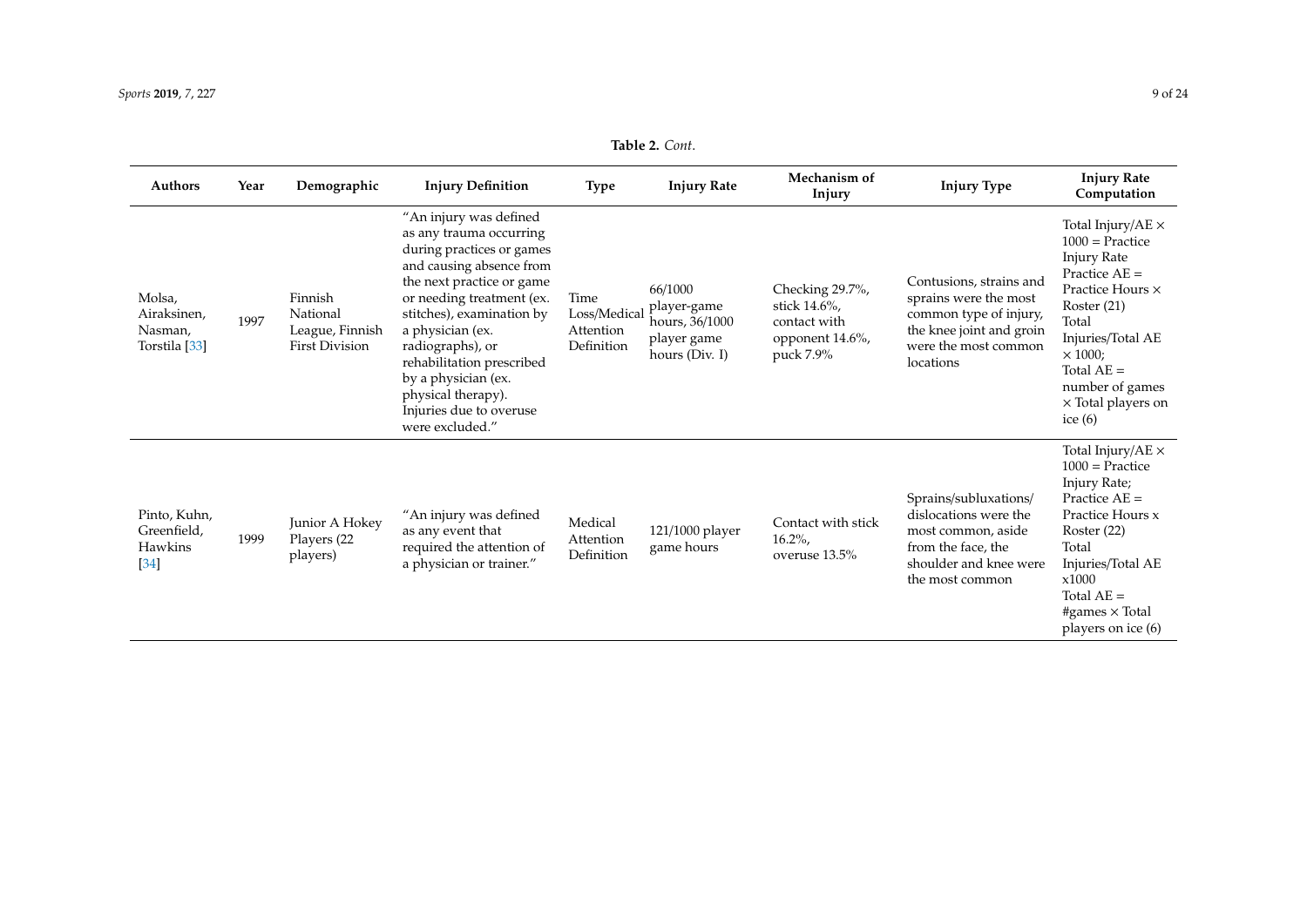**Table 2.** *Cont.*

| Authors | Year | Demographic | Injury Definition | Type | Injury Rate | Mechanism of Injury | Injury Type | Injury Rate Computation |
|---|---|---|---|---|---|---|---|---|
| Molsa, Airaksinen, Nasman, Torstila [33] | 1997 | Finnish National League, Finnish First Division | "An injury was defined as any trauma occurring during practices or games and causing absence from the next practice or game or needing treatment (ex. stitches), examination by a physician (ex. radiographs), or rehabilitation prescribed by a physician (ex. physical therapy). Injuries due to overuse were excluded." | Time Loss/Medical Attention Definition | 66/1000 player-game hours, 36/1000 player game hours (Div. I) | Checking 29.7%, stick 14.6%, contact with opponent 14.6%, puck 7.9% | Contusions, strains and sprains were the most common type of injury, the knee joint and groin were the most common locations | Total Injury/AE × 1000 = Practice Injury Rate Practice AE = Practice Hours × Roster (21) Total Injuries/Total AE × 1000; Total AE = number of games × Total players on ice (6) |
| Pinto, Kuhn, Greenfield, Hawkins [34] | 1999 | Junior A Hokey Players (22 players) | "An injury was defined as any event that required the attention of a physician or trainer." | Medical Attention Definition | 121/1000 player game hours | Contact with stick 16.2%, overuse 13.5% | Sprains/subluxations/ dislocations were the most common, aside from the face, the shoulder and knee were the most common | Total Injury/AE × 1000 = Practice Injury Rate; Practice AE = Practice Hours x Roster (22) Total Injuries/Total AE x1000 Total AE = #games × Total players on ice (6) |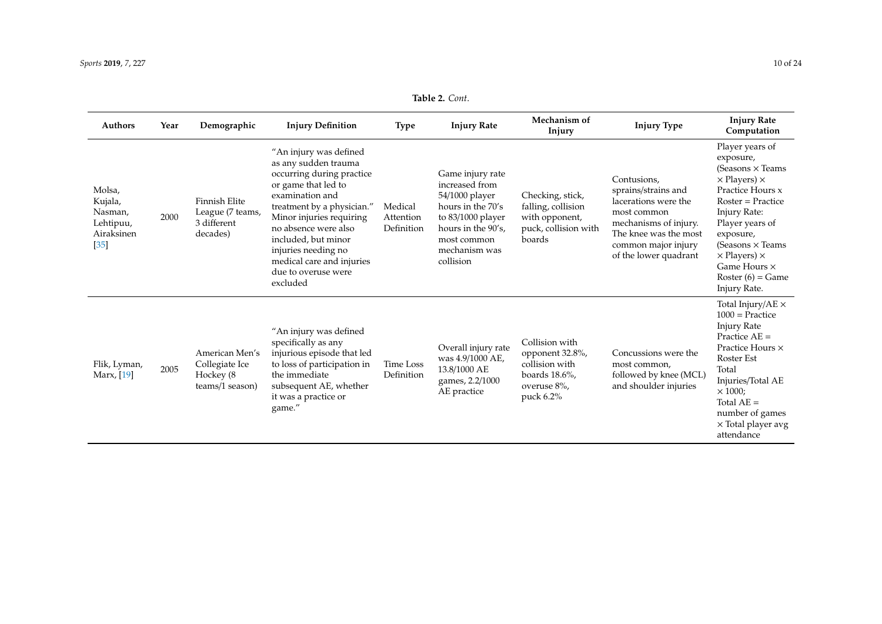**Table 2.** *Cont.*

| Authors | Year | Demographic | Injury Definition | Type | Injury Rate | Mechanism of Injury | Injury Type | Injury Rate Computation |
|---|---|---|---|---|---|---|---|---|
| Molsa, Kujala, Nasman, Lehtipuu, Airaksinen [35] | 2000 | Finnish Elite League (7 teams, 3 different decades) | "An injury was defined as any sudden trauma occurring during practice or game that led to examination and treatment by a physician." Minor injuries requiring no absence were also included, but minor injuries needing no medical care and injuries due to overuse were excluded | Medical Attention Definition | Game injury rate increased from 54/1000 player hours in the 70's to 83/1000 player hours in the 90's, most common mechanism was collision | Checking, stick, falling, collision with opponent, puck, collision with boards | Contusions, sprains/strains and lacerations were the most common mechanisms of injury. The knee was the most common major injury of the lower quadrant | Player years of exposure, (Seasons × Teams × Players) × Practice Hours x Roster = Practice Injury Rate: Player years of exposure, (Seasons × Teams × Players) × Game Hours × Roster (6) = Game Injury Rate. |
| Flik, Lyman, Marx, [19] | 2005 | American Men's Collegiate Ice Hockey (8 teams/1 season) | "An injury was defined specifically as any injurious episode that led to loss of participation in the immediate subsequent AE, whether it was a practice or game." | Time Loss Definition | Overall injury rate was 4.9/1000 AE, 13.8/1000 AE games, 2.2/1000 AE practice | Collision with opponent 32.8%, collision with boards 18.6%, overuse 8%, puck 6.2% | Concussions were the most common, followed by knee (MCL) and shoulder injuries | Total Injury/AE × 1000 = Practice Injury Rate Practice AE = Practice Hours × Roster Est Total Injuries/Total AE × 1000; Total AE = number of games × Total player avg attendance |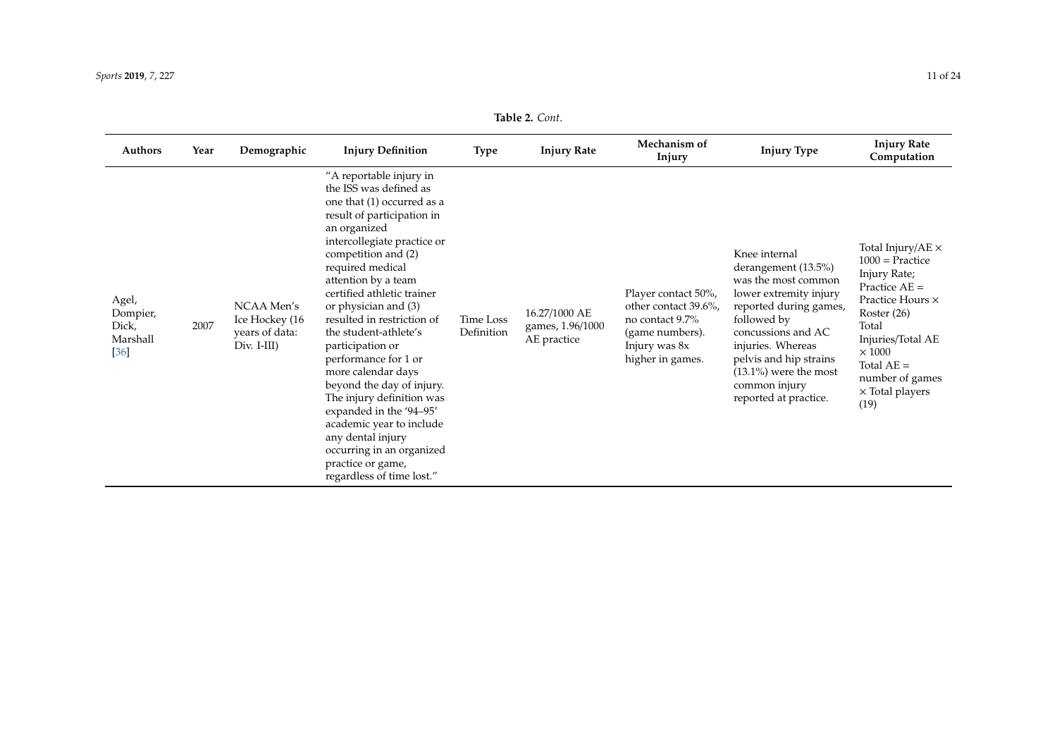**Table 2.** *Cont*.

| Authors | Year | Demographic | Injury Definition | Type | Injury Rate | Mechanism of Injury | Injury Type | Injury Rate Computation |
|---|---|---|---|---|---|---|---|---|
| Agel, Dompier, Dick, Marshall [36] | 2007 | NCAA Men's Ice Hockey (16 years of data: Div. I-III) | "A reportable injury in the ISS was defined as one that (1) occurred as a result of participation in an organized intercollegiate practice or competition and (2) required medical attention by a team certified athletic trainer or physician and (3) resulted in restriction of the student-athlete's participation or performance for 1 or more calendar days beyond the day of injury. The injury definition was expanded in the '94–95' academic year to include any dental injury occurring in an organized practice or game, regardless of time lost." | Time Loss Definition | 16.27/1000 AE games, 1.96/1000 AE practice | Player contact 50%, other contact 39.6%, no contact 9.7% (game numbers). Injury was 8x higher in games. | Knee internal derangement (13.5%) was the most common lower extremity injury reported during games, followed by concussions and AC injuries. Whereas pelvis and hip strains (13.1%) were the most common injury reported at practice. | Total Injury/AE × 1000 = Practice Injury Rate; Practice AE = Practice Hours × Roster (26) Total Injuries/Total AE × 1000 Total AE = number of games × Total players (19) |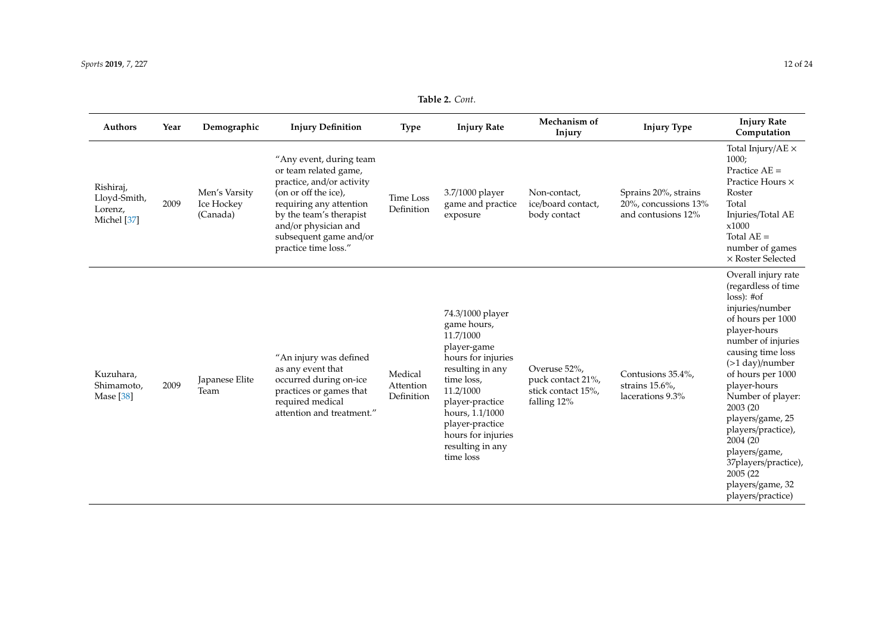**Table 2.** *Cont.*

| Authors | Year | Demographic | Injury Definition | Type | Injury Rate | Mechanism of Injury | Injury Type | Injury Rate Computation |
|---|---|---|---|---|---|---|---|---|
| Rishiraj, Lloyd-Smith, Lorenz, Michel [37] | 2009 | Men's Varsity Ice Hockey (Canada) | "Any event, during team or team related game, practice, and/or activity (on or off the ice), requiring any attention by the team's therapist and/or physician and subsequent game and/or practice time loss." | Time Loss Definition | 3.7/1000 player game and practice exposure | Non-contact, ice/board contact, body contact | Sprains 20%, strains 20%, concussions 13% and contusions 12% | Total Injury/AE × 1000; Practice AE = Practice Hours × Roster Total Injuries/Total AE x1000 Total AE = number of games × Roster Selected |
| Kuzuhara, Shimamoto, Mase [38] | 2009 | Japanese Elite Team | "An injury was defined as any event that occurred during on-ice practices or games that required medical attention and treatment." | Medical Attention Definition | 74.3/1000 player game hours, 11.7/1000 player-game hours for injuries resulting in any time loss, 11.2/1000 player-practice hours, 1.1/1000 player-practice hours for injuries resulting in any time loss | Overuse 52%, puck contact 21%, stick contact 15%, falling 12% | Contusions 35.4%, strains 15.6%, lacerations 9.3% | Overall injury rate (regardless of time loss): #of injuries/number of hours per 1000 player-hours number of injuries causing time loss (>1 day)/number of hours per 1000 player-hours Number of player: 2003 (20 players/game, 25 players/practice), 2004 (20 players/game, 37players/practice), 2005 (22 players/game, 32 players/practice) |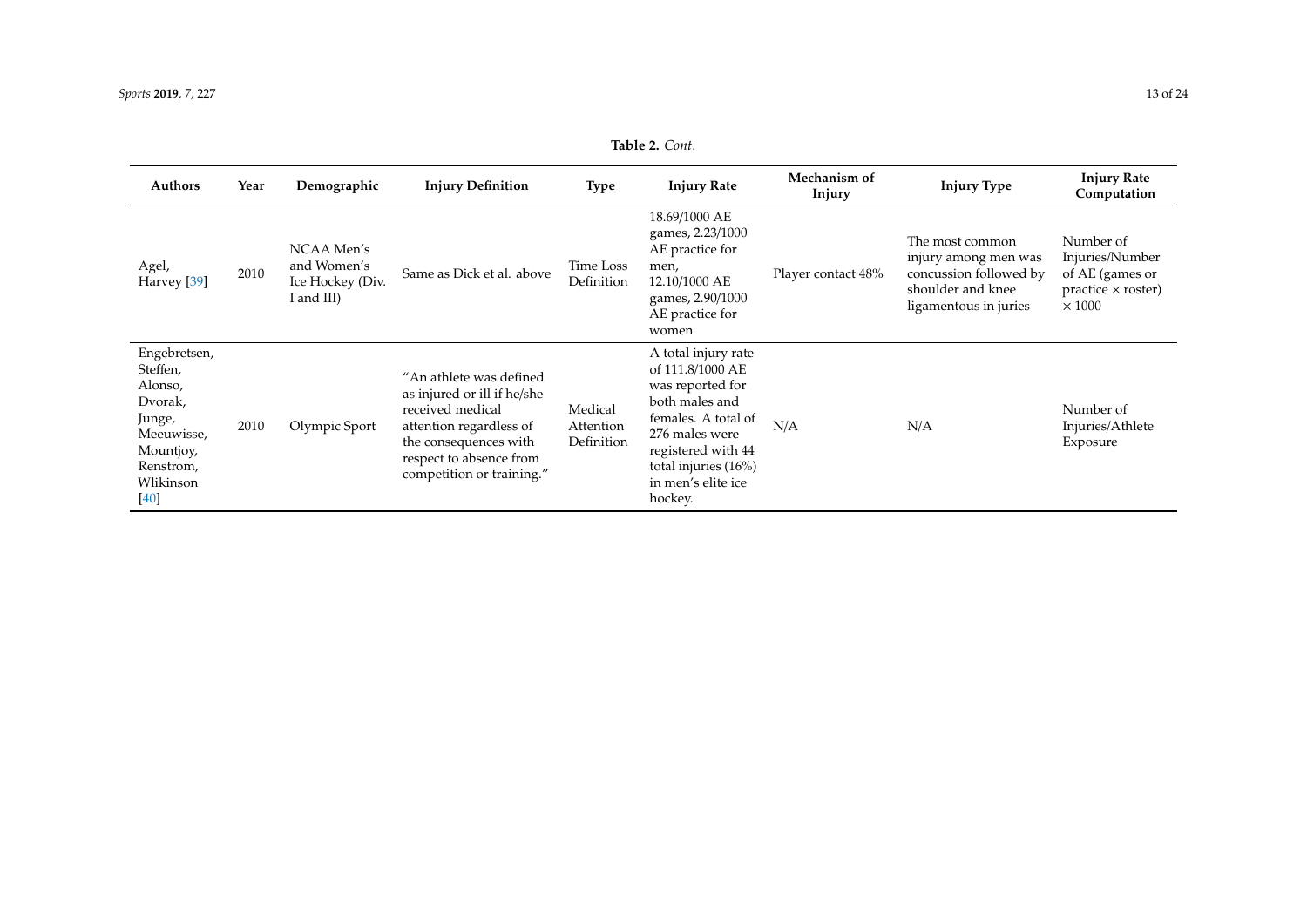**Table 2.** *Cont.*

| Authors | Year | Demographic | Injury Definition | Type | Injury Rate | Mechanism of Injury | Injury Type | Injury Rate Computation |
|---|---|---|---|---|---|---|---|---|
| Agel, Harvey [39] | 2010 | NCAA Men's and Women's Ice Hockey (Div. I and III) | Same as Dick et al. above | Time Loss Definition | 18.69/1000 AE games, 2.23/1000 AE practice for men, 12.10/1000 AE games, 2.90/1000 AE practice for women | Player contact 48% | The most common injury among men was concussion followed by shoulder and knee ligamentous in juries | Number of Injuries/Number of AE (games or practice × roster) × 1000 |
| Engebretsen, Steffen, Alonso, Dvorak, Junge, Meeuwisse, Mountjoy, Renstrom, Wlikinson [40] | 2010 | Olympic Sport | "An athlete was defined as injured or ill if he/she received medical attention regardless of the consequences with respect to absence from competition or training." | Medical Attention Definition | A total injury rate of 111.8/1000 AE was reported for both males and females. A total of 276 males were registered with 44 total injuries (16%) in men's elite ice hockey. | N/A | N/A | Number of Injuries/Athlete Exposure |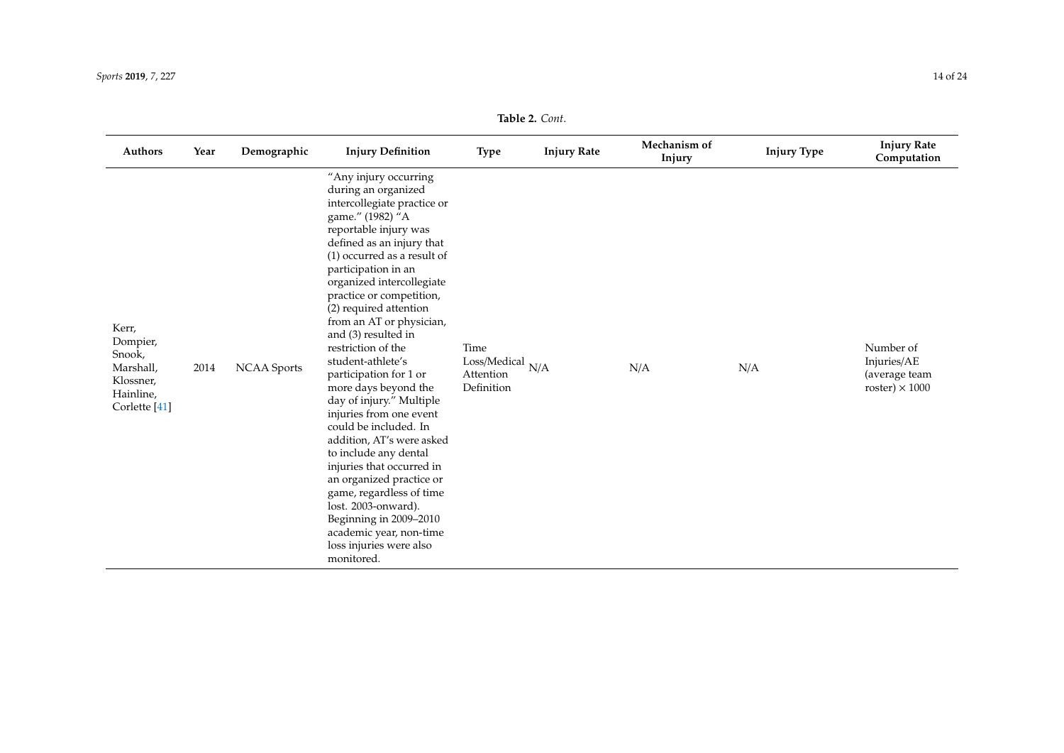**Table 2.** *Cont.*

| Authors | Year | Demographic | Injury Definition | Type | Injury Rate | Mechanism of Injury | Injury Type | Injury Rate Computation |
|---|---|---|---|---|---|---|---|---|
| Kerr, Dompier, Snook, Marshall, Klossner, Hainline, Corlette [41] | 2014 | NCAA Sports | "Any injury occurring during an organized intercollegiate practice or game." (1982) "A reportable injury was defined as an injury that (1) occurred as a result of participation in an organized intercollegiate practice or competition, (2) required attention from an AT or physician, and (3) resulted in restriction of the student-athlete's participation for 1 or more days beyond the day of injury." Multiple injuries from one event could be included. In addition, AT's were asked to include any dental injuries that occurred in an organized practice or game, regardless of time lost. 2003-onward). Beginning in 2009–2010 academic year, non-time loss injuries were also monitored. | Time Loss/Medical Attention Definition | N/A | N/A | N/A | Number of Injuries/AE (average team roster) × 1000 |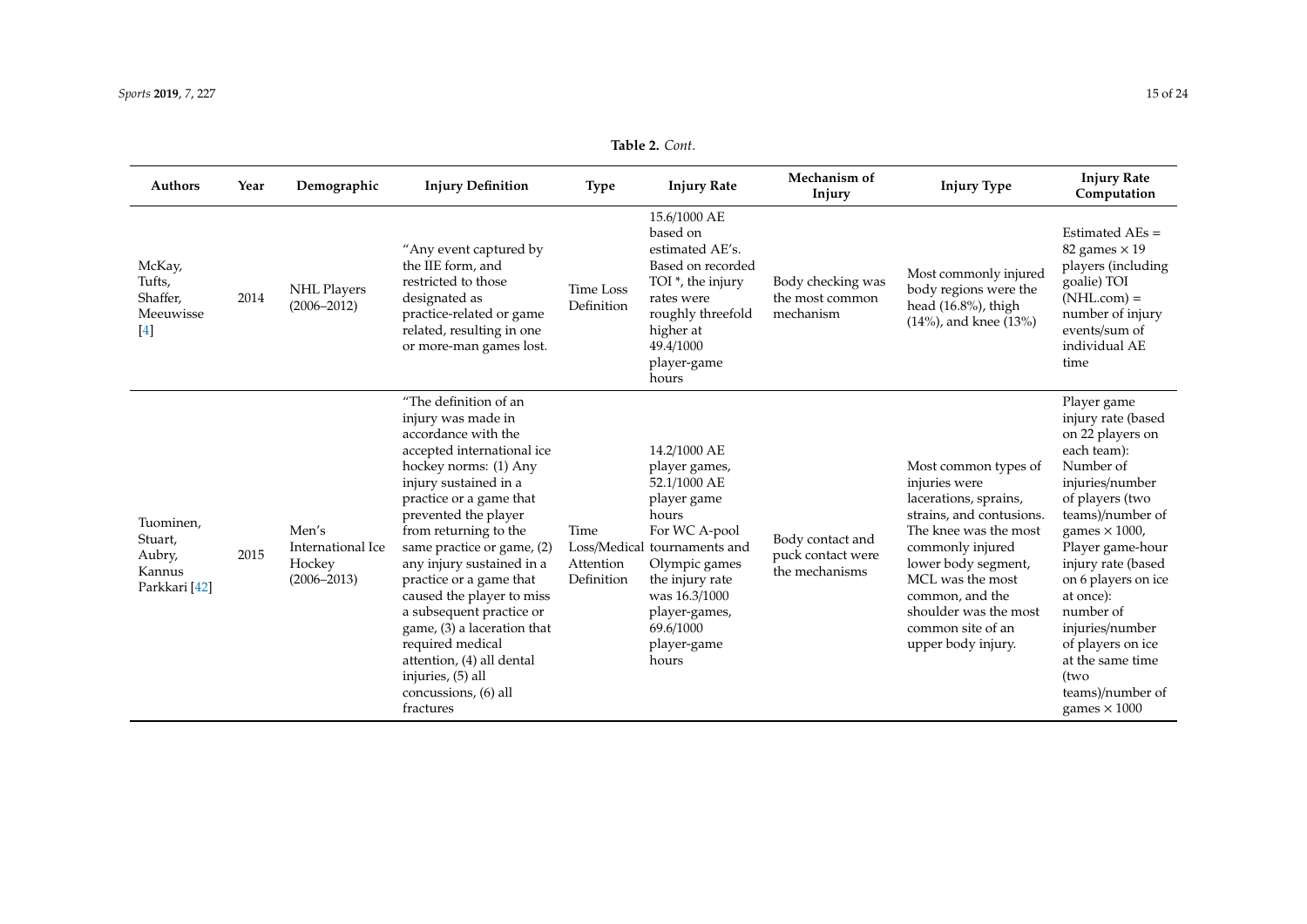**Table 2.** *Cont.*

| Authors | Year | Demographic | Injury Definition | Type | Injury Rate | Mechanism of Injury | Injury Type | Injury Rate Computation |
|---|---|---|---|---|---|---|---|---|
| McKay, Tufts, Shaffer, Meeuwisse [4] | 2014 | NHL Players (2006–2012) | "Any event captured by the IIE form, and restricted to those designated as practice-related or game related, resulting in one or more-man games lost. | Time Loss Definition | 15.6/1000 AE based on estimated AE's. Based on recorded TOI *, the injury rates were roughly threefold higher at 49.4/1000 player-game hours | Body checking was the most common mechanism | Most commonly injured body regions were the head (16.8%), thigh (14%), and knee (13%) | Estimated AEs = 82 games × 19 players (including goalie) TOI (NHL.com) = number of injury events/sum of individual AE time |
| Tuominen, Stuart, Aubry, Kannus Parkkari [42] | 2015 | Men's International Ice Hockey (2006–2013) | "The definition of an injury was made in accordance with the accepted international ice hockey norms: (1) Any injury sustained in a practice or a game that prevented the player from returning to the same practice or game, (2) any injury sustained in a practice or a game that caused the player to miss a subsequent practice or game, (3) a laceration that required medical attention, (4) all dental injuries, (5) all concussions, (6) all fractures | Time Loss/Medical Attention Definition | 14.2/1000 AE player games, 52.1/1000 AE player game hours For WC A-pool tournaments and Olympic games the injury rate was 16.3/1000 player-games, 69.6/1000 player-game hours | Body contact and puck contact were the mechanisms | Most common types of injuries were lacerations, sprains, strains, and contusions. The knee was the most commonly injured lower body segment, MCL was the most common, and the shoulder was the most common site of an upper body injury. | Player game injury rate (based on 22 players on each team): Number of injuries/number of players (two teams)/number of games × 1000, Player game-hour injury rate (based on 6 players on ice at once): number of injuries/number of players on ice at the same time (two teams)/number of games × 1000 |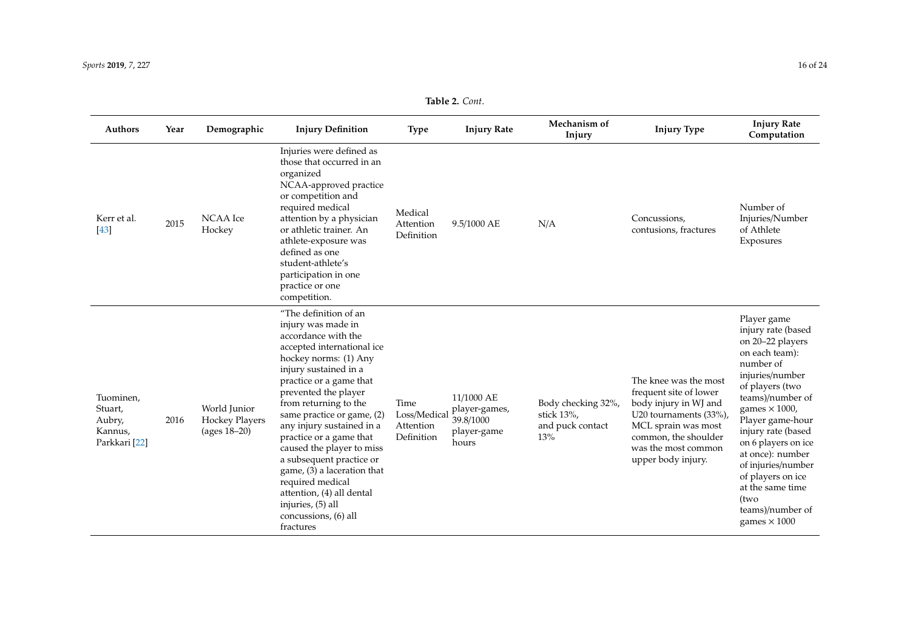**Table 2.** *Cont.*

| Authors | Year | Demographic | Injury Definition | Type | Injury Rate | Mechanism of Injury | Injury Type | Injury Rate Computation |
|---|---|---|---|---|---|---|---|---|
| Kerr et al. [43] | 2015 | NCAA Ice Hockey | Injuries were defined as those that occurred in an organized NCAA-approved practice or competition and required medical attention by a physician or athletic trainer. An athlete-exposure was defined as one student-athlete's participation in one practice or one competition. | Medical Attention Definition | 9.5/1000 AE | N/A | Concussions, contusions, fractures | Number of Injuries/Number of Athlete Exposures |
| Tuominen, Stuart, Aubry, Kannus, Parkkari [22] | 2016 | World Junior Hockey Players (ages 18–20) | "The definition of an injury was made in accordance with the accepted international ice hockey norms: (1) Any injury sustained in a practice or a game that prevented the player from returning to the same practice or game, (2) any injury sustained in a practice or a game that caused the player to miss a subsequent practice or game, (3) a laceration that required medical attention, (4) all dental injuries, (5) all concussions, (6) all fractures | Time Loss/Medical Attention Definition | 11/1000 AE player-games, 39.8/1000 player-game hours | Body checking 32%, stick 13%, and puck contact 13% | The knee was the most frequent site of lower body injury in WJ and U20 tournaments (33%), MCL sprain was most common, the shoulder was the most common upper body injury. | Player game injury rate (based on 20–22 players on each team): number of injuries/number of players (two teams)/number of games × 1000, Player game-hour injury rate (based on 6 players on ice at once): number of injuries/number of players on ice at the same time (two teams)/number of games × 1000 |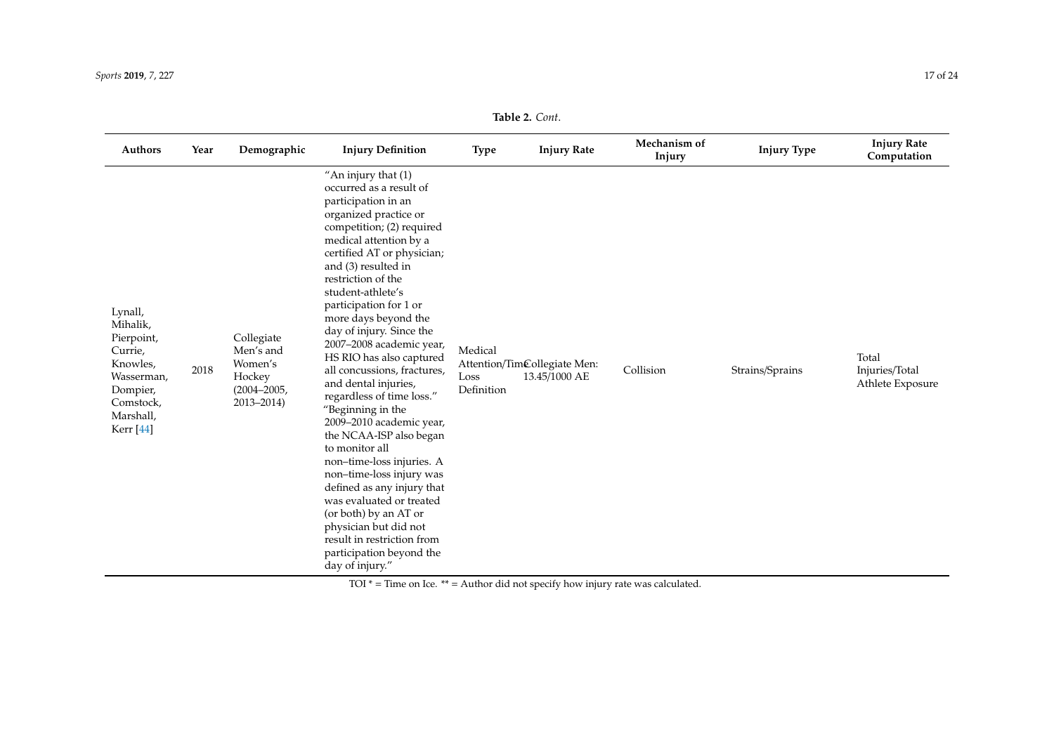**Table 2.** *Cont.*

| Authors | Year | Demographic | Injury Definition | Type | Injury Rate | Mechanism of Injury | Injury Type | Injury Rate Computation |
|---|---|---|---|---|---|---|---|---|
| Lynall, Mihalik, Pierpoint, Currie, Knowles, Wasserman, Dompier, Comstock, Marshall, Kerr [44] | 2018 | Collegiate Men's and Women's Hockey (2004–2005, 2013–2014) | "An injury that (1) occurred as a result of participation in an organized practice or competition; (2) required medical attention by a certified AT or physician; and (3) resulted in restriction of the student-athlete's participation for 1 or more days beyond the day of injury. Since the 2007–2008 academic year, HS RIO has also captured all concussions, fractures, and dental injuries, regardless of time loss." "Beginning in the 2009–2010 academic year, the NCAA-ISP also began to monitor all non–time-loss injuries. A non–time-loss injury was defined as any injury that was evaluated or treated (or both) by an AT or physician but did not result in restriction from participation beyond the day of injury." | Medical Attention/Time Loss Definition | Collegiate Men: 13.45/1000 AE | Collision | Strains/Sprains | Total Injuries/Total Athlete Exposure |

TOI * = Time on Ice. ** = Author did not specify how injury rate was calculated.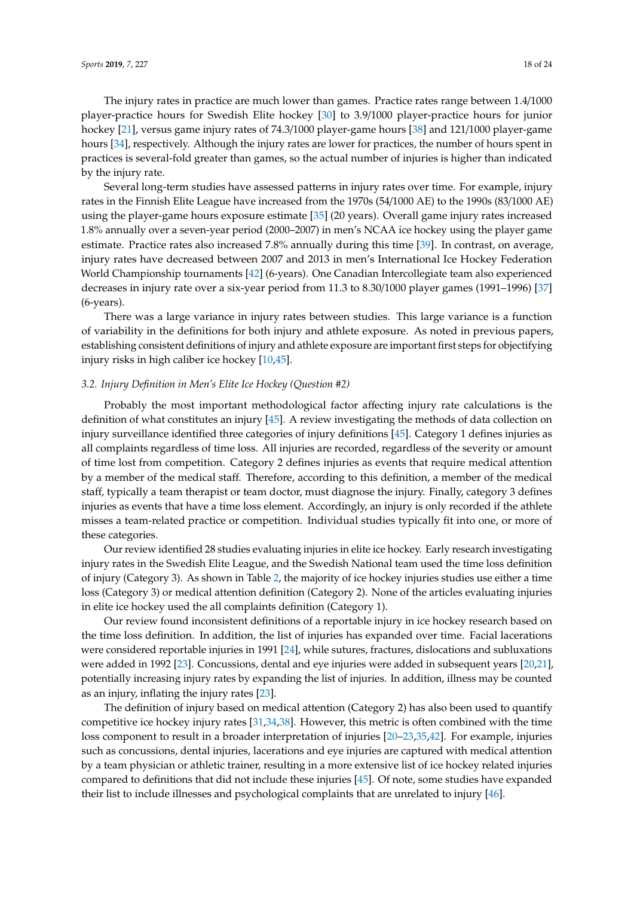The injury rates in practice are much lower than games. Practice rates range between 1.4/1000 player-practice hours for Swedish Elite hockey [30] to 3.9/1000 player-practice hours for junior hockey [21], versus game injury rates of 74.3/1000 player-game hours [38] and 121/1000 player-game hours [34], respectively. Although the injury rates are lower for practices, the number of hours spent in practices is several-fold greater than games, so the actual number of injuries is higher than indicated by the injury rate.

Several long-term studies have assessed patterns in injury rates over time. For example, injury rates in the Finnish Elite League have increased from the 1970s (54/1000 AE) to the 1990s (83/1000 AE) using the player-game hours exposure estimate [35] (20 years). Overall game injury rates increased 1.8% annually over a seven-year period (2000–2007) in men's NCAA ice hockey using the player game estimate. Practice rates also increased 7.8% annually during this time [39]. In contrast, on average, injury rates have decreased between 2007 and 2013 in men's International Ice Hockey Federation World Championship tournaments [42] (6-years). One Canadian Intercollegiate team also experienced decreases in injury rate over a six-year period from 11.3 to 8.30/1000 player games (1991–1996) [37] (6-years).

There was a large variance in injury rates between studies. This large variance is a function of variability in the definitions for both injury and athlete exposure. As noted in previous papers, establishing consistent definitions of injury and athlete exposure are important first steps for objectifying injury risks in high caliber ice hockey [10,45].

### 3.2. Injury Definition in Men's Elite Ice Hockey (Question #2)

Probably the most important methodological factor affecting injury rate calculations is the definition of what constitutes an injury [45]. A review investigating the methods of data collection on injury surveillance identified three categories of injury definitions [45]. Category 1 defines injuries as all complaints regardless of time loss. All injuries are recorded, regardless of the severity or amount of time lost from competition. Category 2 defines injuries as events that require medical attention by a member of the medical staff. Therefore, according to this definition, a member of the medical staff, typically a team therapist or team doctor, must diagnose the injury. Finally, category 3 defines injuries as events that have a time loss element. Accordingly, an injury is only recorded if the athlete misses a team-related practice or competition. Individual studies typically fit into one, or more of these categories.

Our review identified 28 studies evaluating injuries in elite ice hockey. Early research investigating injury rates in the Swedish Elite League, and the Swedish National team used the time loss definition of injury (Category 3). As shown in Table 2, the majority of ice hockey injuries studies use either a time loss (Category 3) or medical attention definition (Category 2). None of the articles evaluating injuries in elite ice hockey used the all complaints definition (Category 1).

Our review found inconsistent definitions of a reportable injury in ice hockey research based on the time loss definition. In addition, the list of injuries has expanded over time. Facial lacerations were considered reportable injuries in 1991 [24], while sutures, fractures, dislocations and subluxations were added in 1992 [23]. Concussions, dental and eye injuries were added in subsequent years [20,21], potentially increasing injury rates by expanding the list of injuries. In addition, illness may be counted as an injury, inflating the injury rates [23].

The definition of injury based on medical attention (Category 2) has also been used to quantify competitive ice hockey injury rates [31,34,38]. However, this metric is often combined with the time loss component to result in a broader interpretation of injuries [20–23,35,42]. For example, injuries such as concussions, dental injuries, lacerations and eye injuries are captured with medical attention by a team physician or athletic trainer, resulting in a more extensive list of ice hockey related injuries compared to definitions that did not include these injuries [45]. Of note, some studies have expanded their list to include illnesses and psychological complaints that are unrelated to injury [46].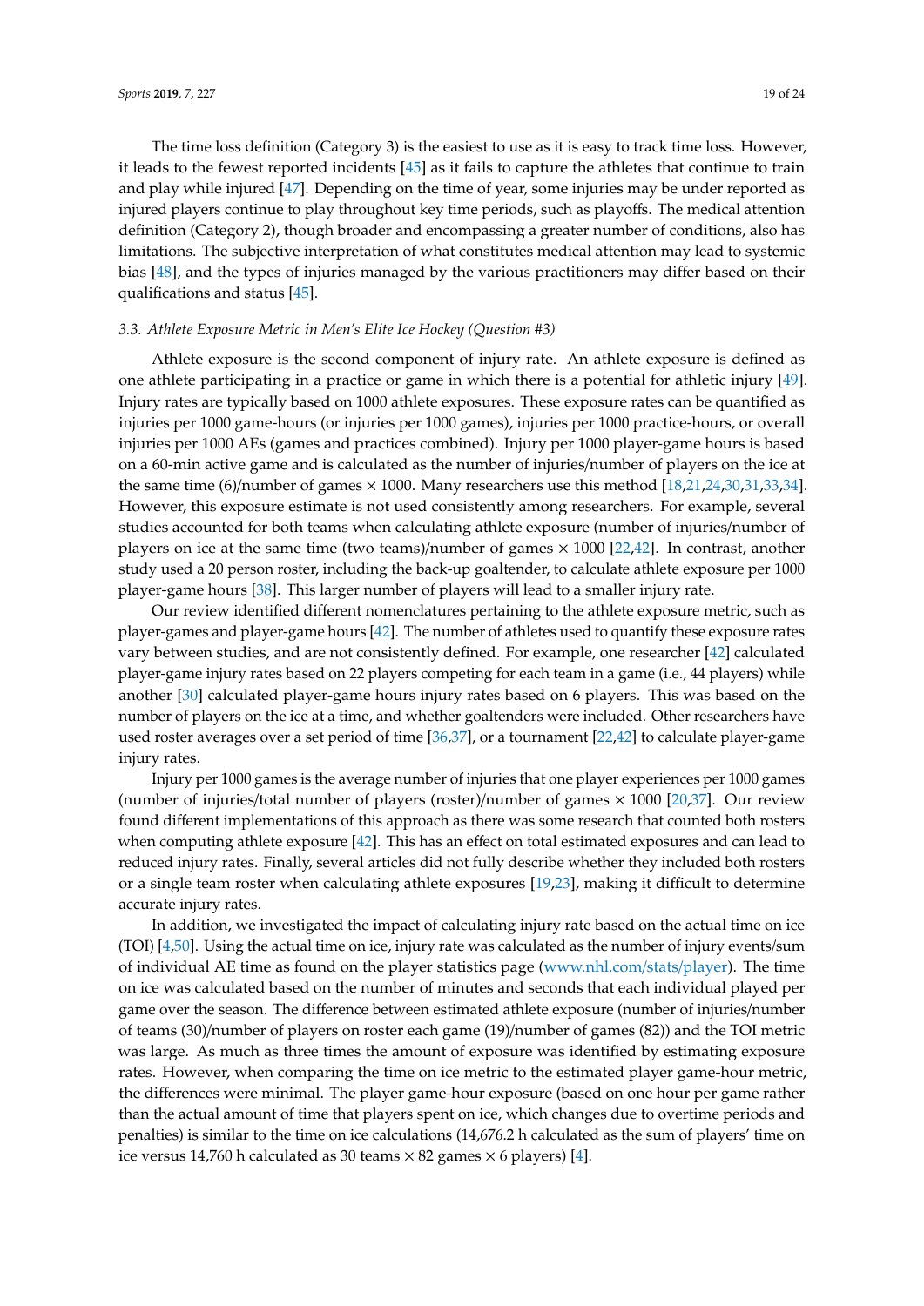The time loss definition (Category 3) is the easiest to use as it is easy to track time loss. However, it leads to the fewest reported incidents [45] as it fails to capture the athletes that continue to train and play while injured [47]. Depending on the time of year, some injuries may be under reported as injured players continue to play throughout key time periods, such as playoffs. The medical attention definition (Category 2), though broader and encompassing a greater number of conditions, also has limitations. The subjective interpretation of what constitutes medical attention may lead to systemic bias [48], and the types of injuries managed by the various practitioners may differ based on their qualifications and status [45].

### 3.3. Athlete Exposure Metric in Men's Elite Ice Hockey (Question #3)

Athlete exposure is the second component of injury rate. An athlete exposure is defined as one athlete participating in a practice or game in which there is a potential for athletic injury [49]. Injury rates are typically based on 1000 athlete exposures. These exposure rates can be quantified as injuries per 1000 game-hours (or injuries per 1000 games), injuries per 1000 practice-hours, or overall injuries per 1000 AEs (games and practices combined). Injury per 1000 player-game hours is based on a 60-min active game and is calculated as the number of injuries/number of players on the ice at the same time (6)/number of games × 1000. Many researchers use this method [18,21,24,30,31,33,34]. However, this exposure estimate is not used consistently among researchers. For example, several studies accounted for both teams when calculating athlete exposure (number of injuries/number of players on ice at the same time (two teams)/number of games × 1000 [22,42]. In contrast, another study used a 20 person roster, including the back-up goaltender, to calculate athlete exposure per 1000 player-game hours [38]. This larger number of players will lead to a smaller injury rate.

Our review identified different nomenclatures pertaining to the athlete exposure metric, such as player-games and player-game hours [42]. The number of athletes used to quantify these exposure rates vary between studies, and are not consistently defined. For example, one researcher [42] calculated player-game injury rates based on 22 players competing for each team in a game (i.e., 44 players) while another [30] calculated player-game hours injury rates based on 6 players. This was based on the number of players on the ice at a time, and whether goaltenders were included. Other researchers have used roster averages over a set period of time [36,37], or a tournament [22,42] to calculate player-game injury rates.

Injury per 1000 games is the average number of injuries that one player experiences per 1000 games (number of injuries/total number of players (roster)/number of games × 1000 [20,37]. Our review found different implementations of this approach as there was some research that counted both rosters when computing athlete exposure [42]. This has an effect on total estimated exposures and can lead to reduced injury rates. Finally, several articles did not fully describe whether they included both rosters or a single team roster when calculating athlete exposures [19,23], making it difficult to determine accurate injury rates.

In addition, we investigated the impact of calculating injury rate based on the actual time on ice (TOI) [4,50]. Using the actual time on ice, injury rate was calculated as the number of injury events/sum of individual AE time as found on the player statistics page (www.nhl.com/stats/player). The time on ice was calculated based on the number of minutes and seconds that each individual played per game over the season. The difference between estimated athlete exposure (number of injuries/number of teams (30)/number of players on roster each game (19)/number of games (82)) and the TOI metric was large. As much as three times the amount of exposure was identified by estimating exposure rates. However, when comparing the time on ice metric to the estimated player game-hour metric, the differences were minimal. The player game-hour exposure (based on one hour per game rather than the actual amount of time that players spent on ice, which changes due to overtime periods and penalties) is similar to the time on ice calculations (14,676.2 h calculated as the sum of players' time on ice versus 14,760 h calculated as 30 teams × 82 games × 6 players) [4].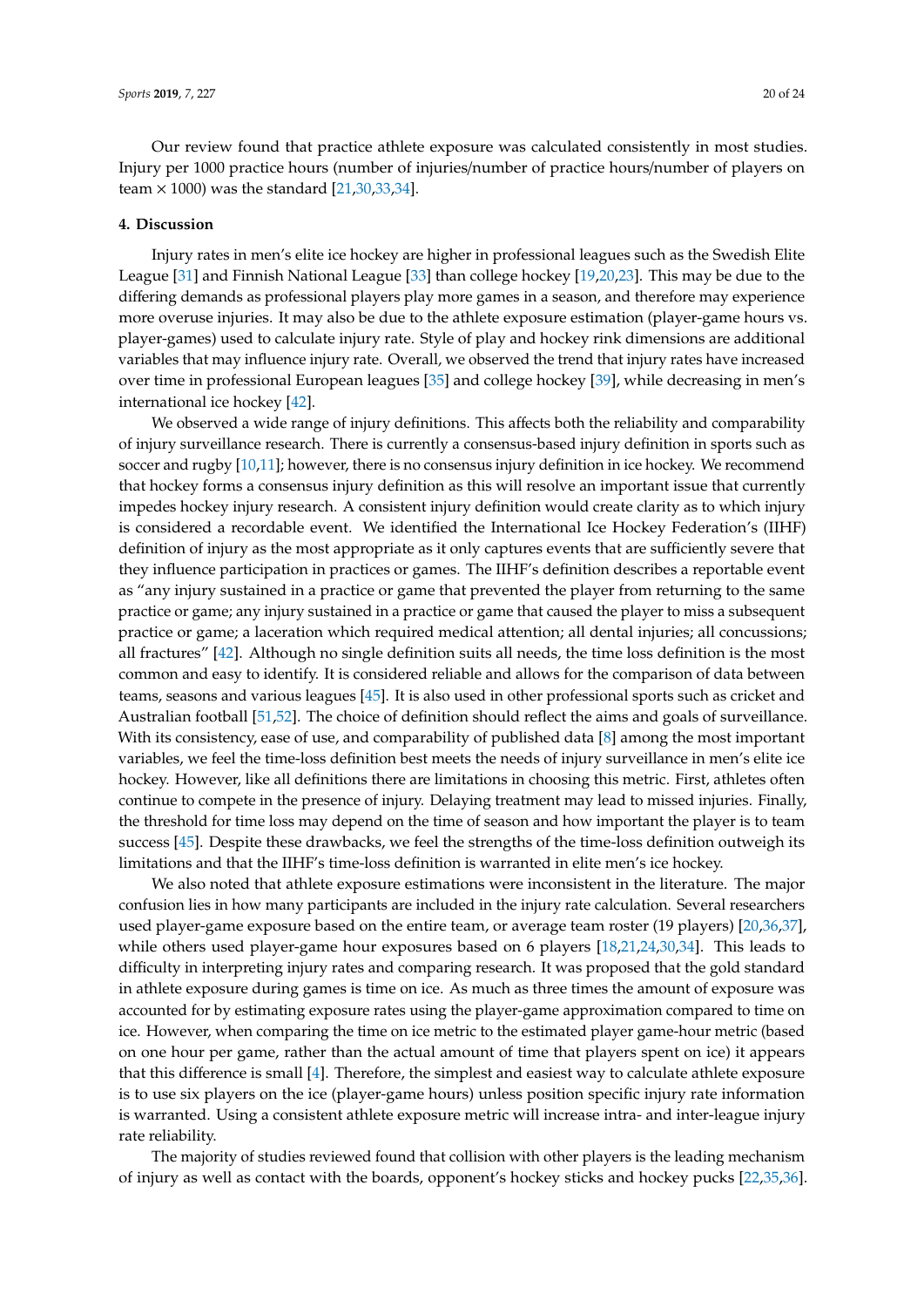Our review found that practice athlete exposure was calculated consistently in most studies. Injury per 1000 practice hours (number of injuries/number of practice hours/number of players on team × 1000) was the standard [21,30,33,34].

## 4. Discussion

Injury rates in men's elite ice hockey are higher in professional leagues such as the Swedish Elite League [31] and Finnish National League [33] than college hockey [19,20,23]. This may be due to the differing demands as professional players play more games in a season, and therefore may experience more overuse injuries. It may also be due to the athlete exposure estimation (player-game hours vs. player-games) used to calculate injury rate. Style of play and hockey rink dimensions are additional variables that may influence injury rate. Overall, we observed the trend that injury rates have increased over time in professional European leagues [35] and college hockey [39], while decreasing in men's international ice hockey [42].

We observed a wide range of injury definitions. This affects both the reliability and comparability of injury surveillance research. There is currently a consensus-based injury definition in sports such as soccer and rugby [10,11]; however, there is no consensus injury definition in ice hockey. We recommend that hockey forms a consensus injury definition as this will resolve an important issue that currently impedes hockey injury research. A consistent injury definition would create clarity as to which injury is considered a recordable event. We identified the International Ice Hockey Federation's (IIHF) definition of injury as the most appropriate as it only captures events that are sufficiently severe that they influence participation in practices or games. The IIHF's definition describes a reportable event as "any injury sustained in a practice or game that prevented the player from returning to the same practice or game; any injury sustained in a practice or game that caused the player to miss a subsequent practice or game; a laceration which required medical attention; all dental injuries; all concussions; all fractures" [42]. Although no single definition suits all needs, the time loss definition is the most common and easy to identify. It is considered reliable and allows for the comparison of data between teams, seasons and various leagues [45]. It is also used in other professional sports such as cricket and Australian football [51,52]. The choice of definition should reflect the aims and goals of surveillance. With its consistency, ease of use, and comparability of published data [8] among the most important variables, we feel the time-loss definition best meets the needs of injury surveillance in men's elite ice hockey. However, like all definitions there are limitations in choosing this metric. First, athletes often continue to compete in the presence of injury. Delaying treatment may lead to missed injuries. Finally, the threshold for time loss may depend on the time of season and how important the player is to team success [45]. Despite these drawbacks, we feel the strengths of the time-loss definition outweigh its limitations and that the IIHF's time-loss definition is warranted in elite men's ice hockey.

We also noted that athlete exposure estimations were inconsistent in the literature. The major confusion lies in how many participants are included in the injury rate calculation. Several researchers used player-game exposure based on the entire team, or average team roster (19 players) [20,36,37], while others used player-game hour exposures based on 6 players [18,21,24,30,34]. This leads to difficulty in interpreting injury rates and comparing research. It was proposed that the gold standard in athlete exposure during games is time on ice. As much as three times the amount of exposure was accounted for by estimating exposure rates using the player-game approximation compared to time on ice. However, when comparing the time on ice metric to the estimated player game-hour metric (based on one hour per game, rather than the actual amount of time that players spent on ice) it appears that this difference is small [4]. Therefore, the simplest and easiest way to calculate athlete exposure is to use six players on the ice (player-game hours) unless position specific injury rate information is warranted. Using a consistent athlete exposure metric will increase intra- and inter-league injury rate reliability.

The majority of studies reviewed found that collision with other players is the leading mechanism of injury as well as contact with the boards, opponent's hockey sticks and hockey pucks [22,35,36].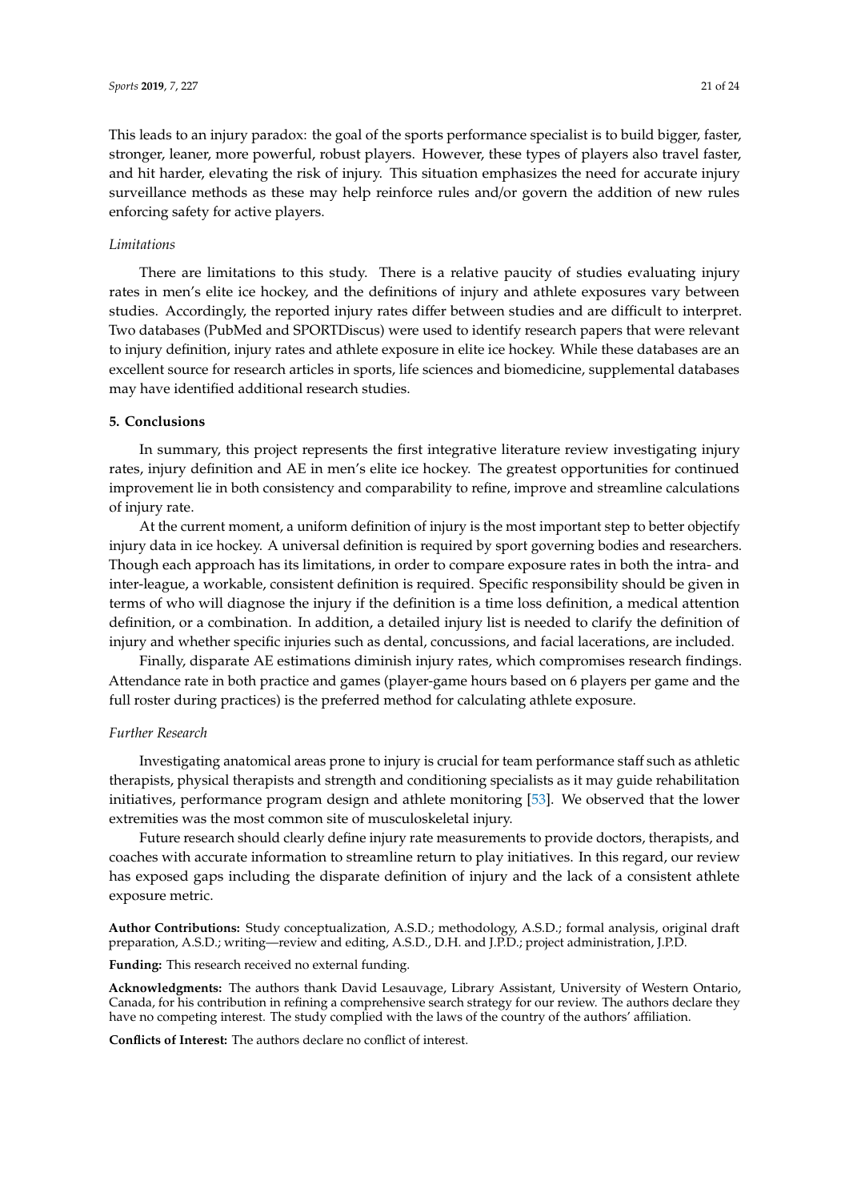This leads to an injury paradox: the goal of the sports performance specialist is to build bigger, faster, stronger, leaner, more powerful, robust players. However, these types of players also travel faster, and hit harder, elevating the risk of injury. This situation emphasizes the need for accurate injury surveillance methods as these may help reinforce rules and/or govern the addition of new rules enforcing safety for active players.

*Limitations*

There are limitations to this study. There is a relative paucity of studies evaluating injury rates in men's elite ice hockey, and the definitions of injury and athlete exposures vary between studies. Accordingly, the reported injury rates differ between studies and are difficult to interpret. Two databases (PubMed and SPORTDiscus) were used to identify research papers that were relevant to injury definition, injury rates and athlete exposure in elite ice hockey. While these databases are an excellent source for research articles in sports, life sciences and biomedicine, supplemental databases may have identified additional research studies.

## 5. Conclusions

In summary, this project represents the first integrative literature review investigating injury rates, injury definition and AE in men's elite ice hockey. The greatest opportunities for continued improvement lie in both consistency and comparability to refine, improve and streamline calculations of injury rate.

At the current moment, a uniform definition of injury is the most important step to better objectify injury data in ice hockey. A universal definition is required by sport governing bodies and researchers. Though each approach has its limitations, in order to compare exposure rates in both the intra- and inter-league, a workable, consistent definition is required. Specific responsibility should be given in terms of who will diagnose the injury if the definition is a time loss definition, a medical attention definition, or a combination. In addition, a detailed injury list is needed to clarify the definition of injury and whether specific injuries such as dental, concussions, and facial lacerations, are included.

Finally, disparate AE estimations diminish injury rates, which compromises research findings. Attendance rate in both practice and games (player-game hours based on 6 players per game and the full roster during practices) is the preferred method for calculating athlete exposure.

*Further Research*

Investigating anatomical areas prone to injury is crucial for team performance staff such as athletic therapists, physical therapists and strength and conditioning specialists as it may guide rehabilitation initiatives, performance program design and athlete monitoring [53]. We observed that the lower extremities was the most common site of musculoskeletal injury.

Future research should clearly define injury rate measurements to provide doctors, therapists, and coaches with accurate information to streamline return to play initiatives. In this regard, our review has exposed gaps including the disparate definition of injury and the lack of a consistent athlete exposure metric.

**Author Contributions:** Study conceptualization, A.S.D.; methodology, A.S.D.; formal analysis, original draft preparation, A.S.D.; writing—review and editing, A.S.D., D.H. and J.P.D.; project administration, J.P.D.

**Funding:** This research received no external funding.

**Acknowledgments:** The authors thank David Lesauvage, Library Assistant, University of Western Ontario, Canada, for his contribution in refining a comprehensive search strategy for our review. The authors declare they have no competing interest. The study complied with the laws of the country of the authors' affiliation.

**Conflicts of Interest:** The authors declare no conflict of interest.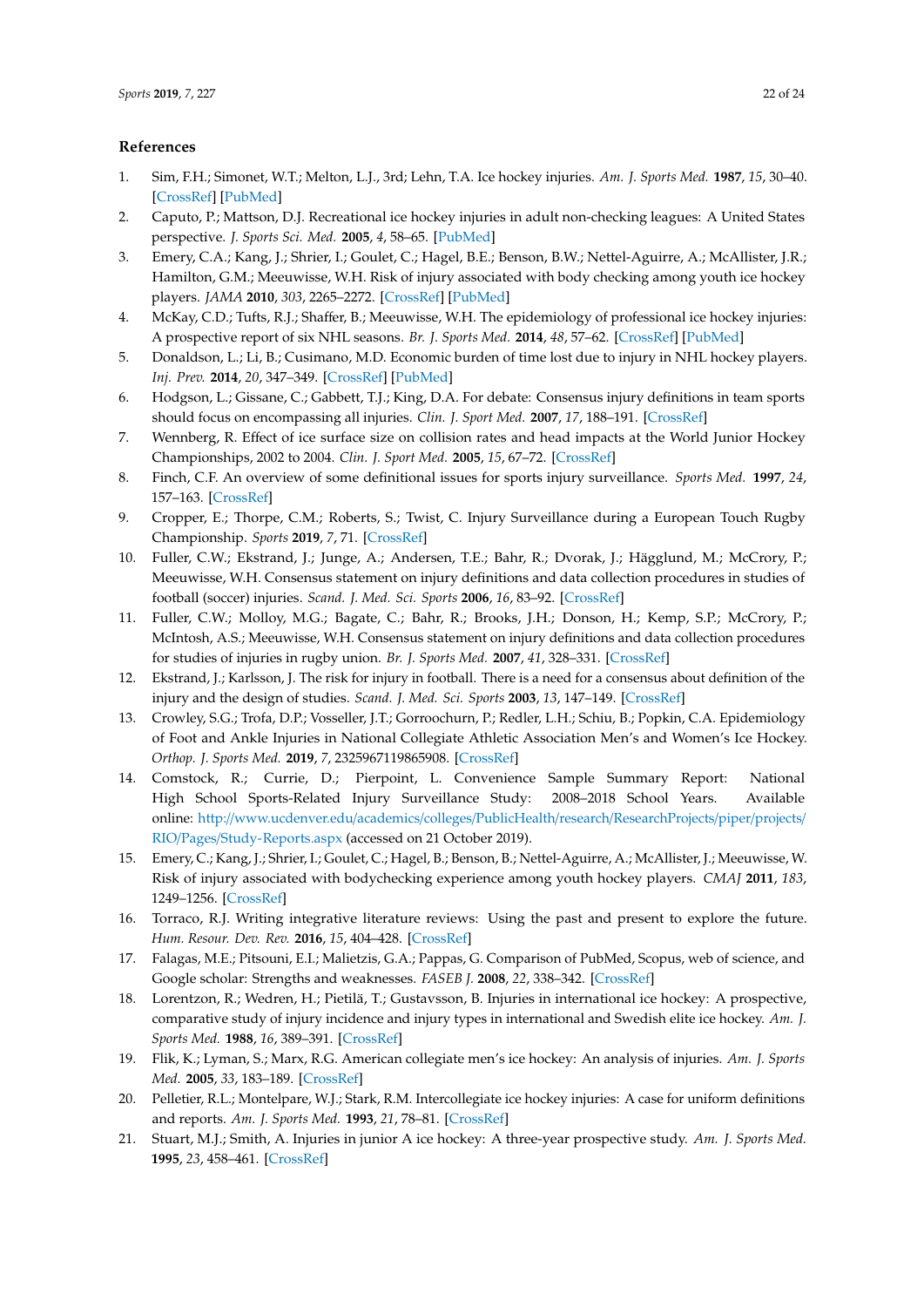## References

1. Sim, F.H.; Simonet, W.T.; Melton, L.J., 3rd; Lehn, T.A. Ice hockey injuries. *Am. J. Sports Med.* **1987**, *15*, 30–40. [CrossRef] [PubMed]
2. Caputo, P.; Mattson, D.J. Recreational ice hockey injuries in adult non-checking leagues: A United States perspective. *J. Sports Sci. Med.* **2005**, *4*, 58–65. [PubMed]
3. Emery, C.A.; Kang, J.; Shrier, I.; Goulet, C.; Hagel, B.E.; Benson, B.W.; Nettel-Aguirre, A.; McAllister, J.R.; Hamilton, G.M.; Meeuwisse, W.H. Risk of injury associated with body checking among youth ice hockey players. *JAMA* **2010**, *303*, 2265–2272. [CrossRef] [PubMed]
4. McKay, C.D.; Tufts, R.J.; Shaffer, B.; Meeuwisse, W.H. The epidemiology of professional ice hockey injuries: A prospective report of six NHL seasons. *Br. J. Sports Med.* **2014**, *48*, 57–62. [CrossRef] [PubMed]
5. Donaldson, L.; Li, B.; Cusimano, M.D. Economic burden of time lost due to injury in NHL hockey players. *Inj. Prev.* **2014**, *20*, 347–349. [CrossRef] [PubMed]
6. Hodgson, L.; Gissane, C.; Gabbett, T.J.; King, D.A. For debate: Consensus injury definitions in team sports should focus on encompassing all injuries. *Clin. J. Sport Med.* **2007**, *17*, 188–191. [CrossRef]
7. Wennberg, R. Effect of ice surface size on collision rates and head impacts at the World Junior Hockey Championships, 2002 to 2004. *Clin. J. Sport Med.* **2005**, *15*, 67–72. [CrossRef]
8. Finch, C.F. An overview of some definitional issues for sports injury surveillance. *Sports Med.* **1997**, *24*, 157–163. [CrossRef]
9. Cropper, E.; Thorpe, C.M.; Roberts, S.; Twist, C. Injury Surveillance during a European Touch Rugby Championship. *Sports* **2019**, *7*, 71. [CrossRef]
10. Fuller, C.W.; Ekstrand, J.; Junge, A.; Andersen, T.E.; Bahr, R.; Dvorak, J.; Hägglund, M.; McCrory, P.; Meeuwisse, W.H. Consensus statement on injury definitions and data collection procedures in studies of football (soccer) injuries. *Scand. J. Med. Sci. Sports* **2006**, *16*, 83–92. [CrossRef]
11. Fuller, C.W.; Molloy, M.G.; Bagate, C.; Bahr, R.; Brooks, J.H.; Donson, H.; Kemp, S.P.; McCrory, P.; McIntosh, A.S.; Meeuwisse, W.H. Consensus statement on injury definitions and data collection procedures for studies of injuries in rugby union. *Br. J. Sports Med.* **2007**, *41*, 328–331. [CrossRef]
12. Ekstrand, J.; Karlsson, J. The risk for injury in football. There is a need for a consensus about definition of the injury and the design of studies. *Scand. J. Med. Sci. Sports* **2003**, *13*, 147–149. [CrossRef]
13. Crowley, S.G.; Trofa, D.P.; Vosseller, J.T.; Gorroochurn, P.; Redler, L.H.; Schiu, B.; Popkin, C.A. Epidemiology of Foot and Ankle Injuries in National Collegiate Athletic Association Men's and Women's Ice Hockey. *Orthop. J. Sports Med.* **2019**, *7*, 2325967119865908. [CrossRef]
14. Comstock, R.; Currie, D.; Pierpoint, L. Convenience Sample Summary Report: National High School Sports-Related Injury Surveillance Study: 2008–2018 School Years. Available online: http://www.ucdenver.edu/academics/colleges/PublicHealth/research/ResearchProjects/piper/projects/RIO/Pages/Study-Reports.aspx (accessed on 21 October 2019).
15. Emery, C.; Kang, J.; Shrier, I.; Goulet, C.; Hagel, B.; Benson, B.; Nettel-Aguirre, A.; McAllister, J.; Meeuwisse, W. Risk of injury associated with bodychecking experience among youth hockey players. *CMAJ* **2011**, *183*, 1249–1256. [CrossRef]
16. Torraco, R.J. Writing integrative literature reviews: Using the past and present to explore the future. *Hum. Resour. Dev. Rev.* **2016**, *15*, 404–428. [CrossRef]
17. Falagas, M.E.; Pitsouni, E.I.; Malietzis, G.A.; Pappas, G. Comparison of PubMed, Scopus, web of science, and Google scholar: Strengths and weaknesses. *FASEB J.* **2008**, *22*, 338–342. [CrossRef]
18. Lorentzon, R.; Wedren, H.; Pietilä, T.; Gustavsson, B. Injuries in international ice hockey: A prospective, comparative study of injury incidence and injury types in international and Swedish elite ice hockey. *Am. J. Sports Med.* **1988**, *16*, 389–391. [CrossRef]
19. Flik, K.; Lyman, S.; Marx, R.G. American collegiate men's ice hockey: An analysis of injuries. *Am. J. Sports Med.* **2005**, *33*, 183–189. [CrossRef]
20. Pelletier, R.L.; Montelpare, W.J.; Stark, R.M. Intercollegiate ice hockey injuries: A case for uniform definitions and reports. *Am. J. Sports Med.* **1993**, *21*, 78–81. [CrossRef]
21. Stuart, M.J.; Smith, A. Injuries in junior A ice hockey: A three-year prospective study. *Am. J. Sports Med.* **1995**, *23*, 458–461. [CrossRef]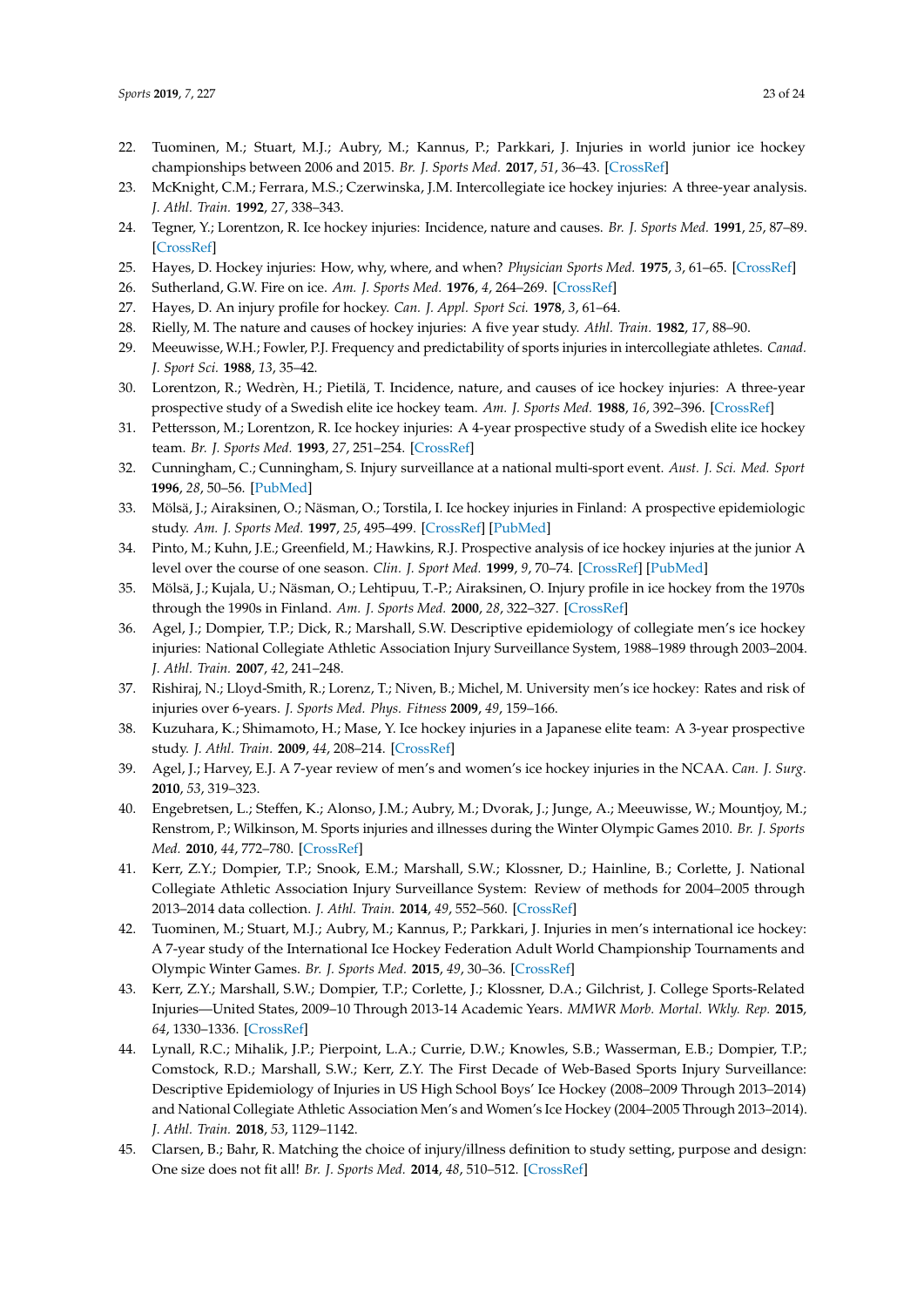22. Tuominen, M.; Stuart, M.J.; Aubry, M.; Kannus, P.; Parkkari, J. Injuries in world junior ice hockey championships between 2006 and 2015. *Br. J. Sports Med.* **2017**, *51*, 36–43. [CrossRef]
23. McKnight, C.M.; Ferrara, M.S.; Czerwinska, J.M. Intercollegiate ice hockey injuries: A three-year analysis. *J. Athl. Train.* **1992**, *27*, 338–343.
24. Tegner, Y.; Lorentzon, R. Ice hockey injuries: Incidence, nature and causes. *Br. J. Sports Med.* **1991**, *25*, 87–89. [CrossRef]
25. Hayes, D. Hockey injuries: How, why, where, and when? *Physician Sports Med.* **1975**, *3*, 61–65. [CrossRef]
26. Sutherland, G.W. Fire on ice. *Am. J. Sports Med.* **1976**, *4*, 264–269. [CrossRef]
27. Hayes, D. An injury profile for hockey. *Can. J. Appl. Sport Sci.* **1978**, *3*, 61–64.
28. Rielly, M. The nature and causes of hockey injuries: A five year study. *Athl. Train.* **1982**, *17*, 88–90.
29. Meeuwisse, W.H.; Fowler, P.J. Frequency and predictability of sports injuries in intercollegiate athletes. *Canad. J. Sport Sci.* **1988**, *13*, 35–42.
30. Lorentzon, R.; Wedrèn, H.; Pietilä, T. Incidence, nature, and causes of ice hockey injuries: A three-year prospective study of a Swedish elite ice hockey team. *Am. J. Sports Med.* **1988**, *16*, 392–396. [CrossRef]
31. Pettersson, M.; Lorentzon, R. Ice hockey injuries: A 4-year prospective study of a Swedish elite ice hockey team. *Br. J. Sports Med.* **1993**, *27*, 251–254. [CrossRef]
32. Cunningham, C.; Cunningham, S. Injury surveillance at a national multi-sport event. *Aust. J. Sci. Med. Sport* **1996**, *28*, 50–56. [PubMed]
33. Mölsä, J.; Airaksinen, O.; Näsman, O.; Torstila, I. Ice hockey injuries in Finland: A prospective epidemiologic study. *Am. J. Sports Med.* **1997**, *25*, 495–499. [CrossRef] [PubMed]
34. Pinto, M.; Kuhn, J.E.; Greenfield, M.; Hawkins, R.J. Prospective analysis of ice hockey injuries at the junior A level over the course of one season. *Clin. J. Sport Med.* **1999**, *9*, 70–74. [CrossRef] [PubMed]
35. Mölsä, J.; Kujala, U.; Näsman, O.; Lehtipuu, T.-P.; Airaksinen, O. Injury profile in ice hockey from the 1970s through the 1990s in Finland. *Am. J. Sports Med.* **2000**, *28*, 322–327. [CrossRef]
36. Agel, J.; Dompier, T.P.; Dick, R.; Marshall, S.W. Descriptive epidemiology of collegiate men's ice hockey injuries: National Collegiate Athletic Association Injury Surveillance System, 1988–1989 through 2003–2004. *J. Athl. Train.* **2007**, *42*, 241–248.
37. Rishiraj, N.; Lloyd-Smith, R.; Lorenz, T.; Niven, B.; Michel, M. University men's ice hockey: Rates and risk of injuries over 6-years. *J. Sports Med. Phys. Fitness* **2009**, *49*, 159–166.
38. Kuzuhara, K.; Shimamoto, H.; Mase, Y. Ice hockey injuries in a Japanese elite team: A 3-year prospective study. *J. Athl. Train.* **2009**, *44*, 208–214. [CrossRef]
39. Agel, J.; Harvey, E.J. A 7-year review of men's and women's ice hockey injuries in the NCAA. *Can. J. Surg.* **2010**, *53*, 319–323.
40. Engebretsen, L.; Steffen, K.; Alonso, J.M.; Aubry, M.; Dvorak, J.; Junge, A.; Meeuwisse, W.; Mountjoy, M.; Renstrom, P.; Wilkinson, M. Sports injuries and illnesses during the Winter Olympic Games 2010. *Br. J. Sports Med.* **2010**, *44*, 772–780. [CrossRef]
41. Kerr, Z.Y.; Dompier, T.P.; Snook, E.M.; Marshall, S.W.; Klossner, D.; Hainline, B.; Corlette, J. National Collegiate Athletic Association Injury Surveillance System: Review of methods for 2004–2005 through 2013–2014 data collection. *J. Athl. Train.* **2014**, *49*, 552–560. [CrossRef]
42. Tuominen, M.; Stuart, M.J.; Aubry, M.; Kannus, P.; Parkkari, J. Injuries in men's international ice hockey: A 7-year study of the International Ice Hockey Federation Adult World Championship Tournaments and Olympic Winter Games. *Br. J. Sports Med.* **2015**, *49*, 30–36. [CrossRef]
43. Kerr, Z.Y.; Marshall, S.W.; Dompier, T.P.; Corlette, J.; Klossner, D.A.; Gilchrist, J. College Sports-Related Injuries—United States, 2009–10 Through 2013-14 Academic Years. *MMWR Morb. Mortal. Wkly. Rep.* **2015**, *64*, 1330–1336. [CrossRef]
44. Lynall, R.C.; Mihalik, J.P.; Pierpoint, L.A.; Currie, D.W.; Knowles, S.B.; Wasserman, E.B.; Dompier, T.P.; Comstock, R.D.; Marshall, S.W.; Kerr, Z.Y. The First Decade of Web-Based Sports Injury Surveillance: Descriptive Epidemiology of Injuries in US High School Boys' Ice Hockey (2008–2009 Through 2013–2014) and National Collegiate Athletic Association Men's and Women's Ice Hockey (2004–2005 Through 2013–2014). *J. Athl. Train.* **2018**, *53*, 1129–1142.
45. Clarsen, B.; Bahr, R. Matching the choice of injury/illness definition to study setting, purpose and design: One size does not fit all! *Br. J. Sports Med.* **2014**, *48*, 510–512. [CrossRef]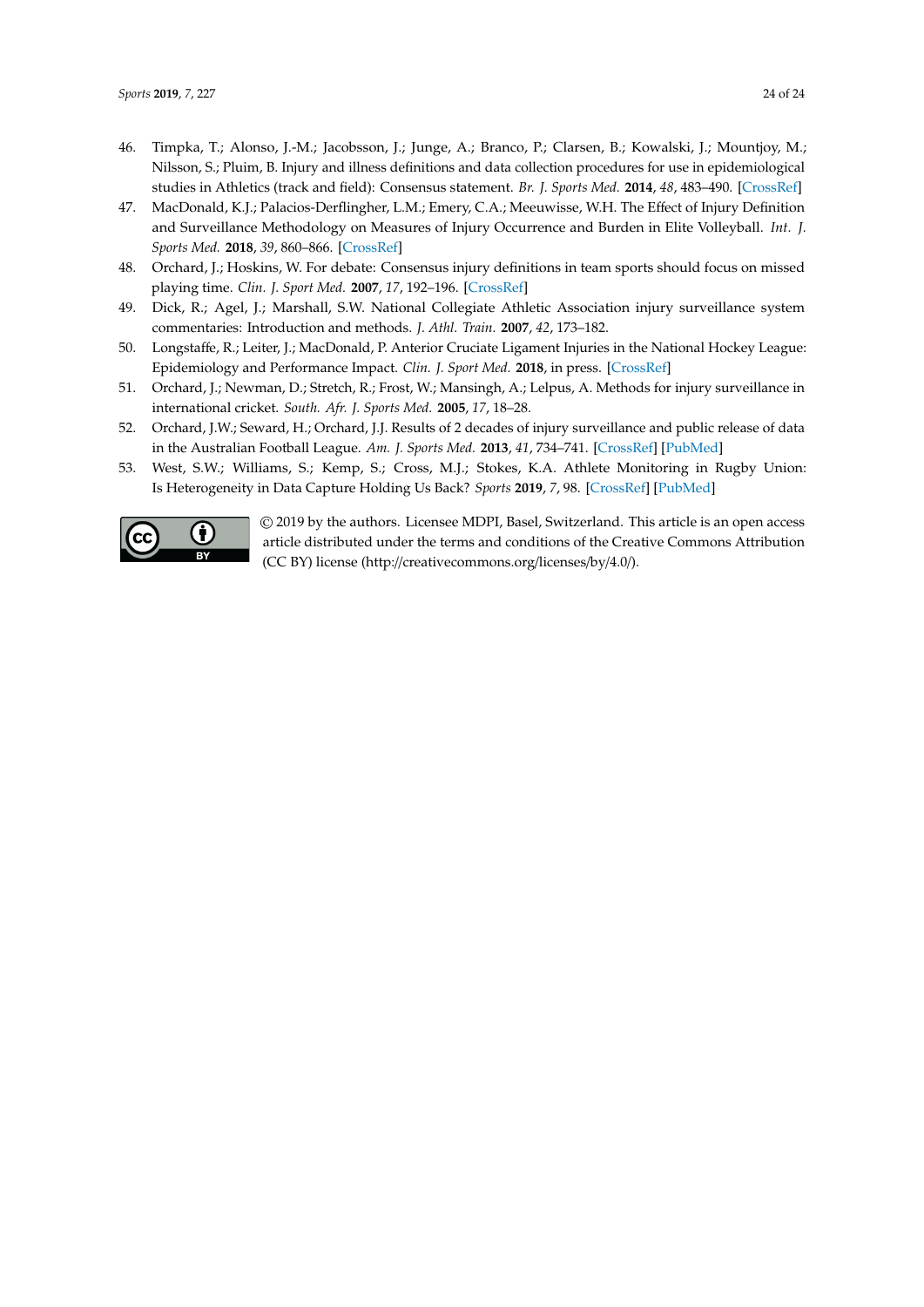46. Timpka, T.; Alonso, J.-M.; Jacobsson, J.; Junge, A.; Branco, P.; Clarsen, B.; Kowalski, J.; Mountjoy, M.; Nilsson, S.; Pluim, B. Injury and illness definitions and data collection procedures for use in epidemiological studies in Athletics (track and field): Consensus statement. *Br. J. Sports Med.* **2014**, *48*, 483–490. [CrossRef]
47. MacDonald, K.J.; Palacios-Derflinger, L.M.; Emery, C.A.; Meeuwisse, W.H. The Effect of Injury Definition and Surveillance Methodology on Measures of Injury Occurrence and Burden in Elite Volleyball. *Int. J. Sports Med.* **2018**, *39*, 860–866. [CrossRef]
48. Orchard, J.; Hoskins, W. For debate: Consensus injury definitions in team sports should focus on missed playing time. *Clin. J. Sport Med.* **2007**, *17*, 192–196. [CrossRef]
49. Dick, R.; Agel, J.; Marshall, S.W. National Collegiate Athletic Association injury surveillance system commentaries: Introduction and methods. *J. Athl. Train.* **2007**, *42*, 173–182.
50. Longstaffe, R.; Leiter, J.; MacDonald, P. Anterior Cruciate Ligament Injuries in the National Hockey League: Epidemiology and Performance Impact. *Clin. J. Sport Med.* **2018**, in press. [CrossRef]
51. Orchard, J.; Newman, D.; Stretch, R.; Frost, W.; Mansingh, A.; Lelpus, A. Methods for injury surveillance in international cricket. *South. Afr. J. Sports Med.* **2005**, *17*, 18–28.
52. Orchard, J.W.; Seward, H.; Orchard, J.J. Results of 2 decades of injury surveillance and public release of data in the Australian Football League. *Am. J. Sports Med.* **2013**, *41*, 734–741. [CrossRef] [PubMed]
53. West, S.W.; Williams, S.; Kemp, S.; Cross, M.J.; Stokes, K.A. Athlete Monitoring in Rugby Union: Is Heterogeneity in Data Capture Holding Us Back? *Sports* **2019**, *7*, 98. [CrossRef] [PubMed]

© 2019 by the authors. Licensee MDPI, Basel, Switzerland. This article is an open access article distributed under the terms and conditions of the Creative Commons Attribution (CC BY) license (http://creativecommons.org/licenses/by/4.0/).